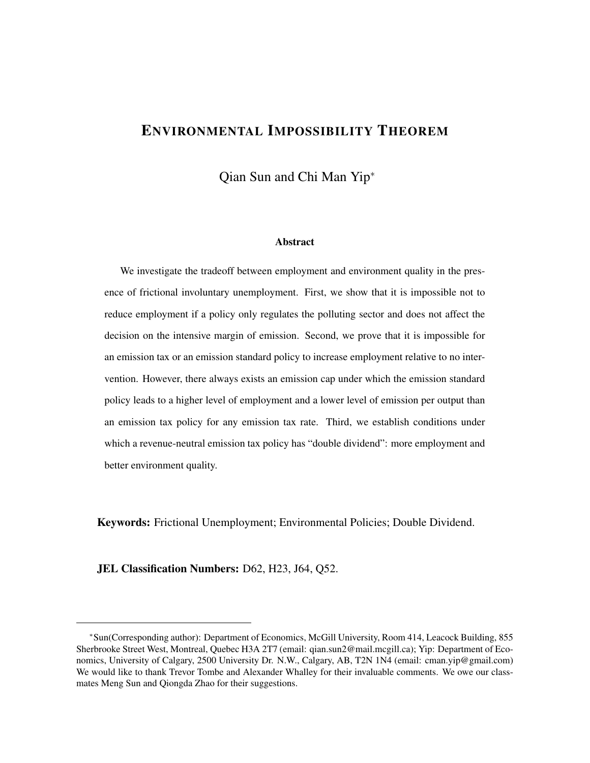# ENVIRONMENTAL IMPOSSIBILITY THEOREM

Qian Sun and Chi Man Yip*

### Abstract

We investigate the tradeoff between employment and environment quality in the presence of frictional involuntary unemployment. First, we show that it is impossible not to reduce employment if a policy only regulates the polluting sector and does not affect the decision on the intensive margin of emission. Second, we prove that it is impossible for an emission tax or an emission standard policy to increase employment relative to no intervention. However, there always exists an emission cap under which the emission standard policy leads to a higher level of employment and a lower level of emission per output than an emission tax policy for any emission tax rate. Third, we establish conditions under which a revenue-neutral emission tax policy has "double dividend": more employment and better environment quality.

**Keywords:** Frictional Unemployment; Environmental Policies; Double Dividend.

**JEL Classification Numbers:** D62, H23, J64, Q52.

---

*Sun(Corresponding author): Department of Economics, McGill University, Room 414, Leacock Building, 855 Sherbrooke Street West, Montreal, Quebec H3A 2T7 (email: qian.sun2@mail.mcgill.ca); Yip: Department of Economics, University of Calgary, 2500 University Dr. N.W., Calgary, AB, T2N 1N4 (email: cman.yip@gmail.com) We would like to thank Trevor Tombe and Alexander Whalley for their invaluable comments. We owe our classmates Meng Sun and Qiongda Zhao for their suggestions.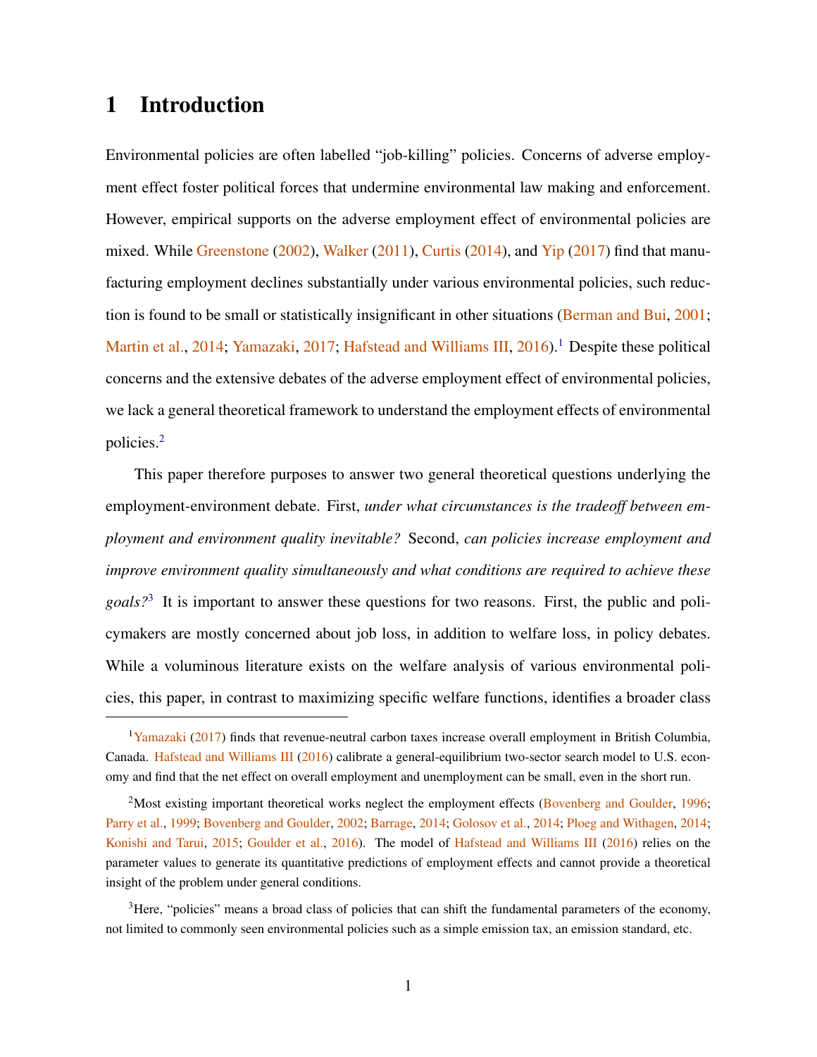# 1 Introduction

Environmental policies are often labelled "job-killing" policies. Concerns of adverse employment effect foster political forces that undermine environmental law making and enforcement. However, empirical supports on the adverse employment effect of environmental policies are mixed. While Greenstone (2002), Walker (2011), Curtis (2014), and Yip (2017) find that manufacturing employment declines substantially under various environmental policies, such reduction is found to be small or statistically insignificant in other situations (Berman and Bui, 2001; Martin et al., 2014; Yamazaki, 2017; Hafstead and Williams III, 2016).[1] Despite these political concerns and the extensive debates of the adverse employment effect of environmental policies, we lack a general theoretical framework to understand the employment effects of environmental policies.[2]

This paper therefore purposes to answer two general theoretical questions underlying the employment-environment debate. First, *under what circumstances is the tradeoff between employment and environment quality inevitable?* Second, *can policies increase employment and improve environment quality simultaneously and what conditions are required to achieve these goals?*[3] It is important to answer these questions for two reasons. First, the public and policymakers are mostly concerned about job loss, in addition to welfare loss, in policy debates. While a voluminous literature exists on the welfare analysis of various environmental policies, this paper, in contrast to maximizing specific welfare functions, identifies a broader class

---

[1] Yamazaki (2017) finds that revenue-neutral carbon taxes increase overall employment in British Columbia, Canada. Hafstead and Williams III (2016) calibrate a general-equilibrium two-sector search model to U.S. economy and find that the net effect on overall employment and unemployment can be small, even in the short run.

[2] Most existing important theoretical works neglect the employment effects (Bovenberg and Goulder, 1996; Parry et al., 1999; Bovenberg and Goulder, 2002; Barrage, 2014; Golosov et al., 2014; Ploeg and Withagen, 2014; Konishi and Tarui, 2015; Goulder et al., 2016). The model of Hafstead and Williams III (2016) relies on the parameter values to generate its quantitative predictions of employment effects and cannot provide a theoretical insight of the problem under general conditions.

[3] Here, "policies" means a broad class of policies that can shift the fundamental parameters of the economy, not limited to commonly seen environmental policies such as a simple emission tax, an emission standard, etc.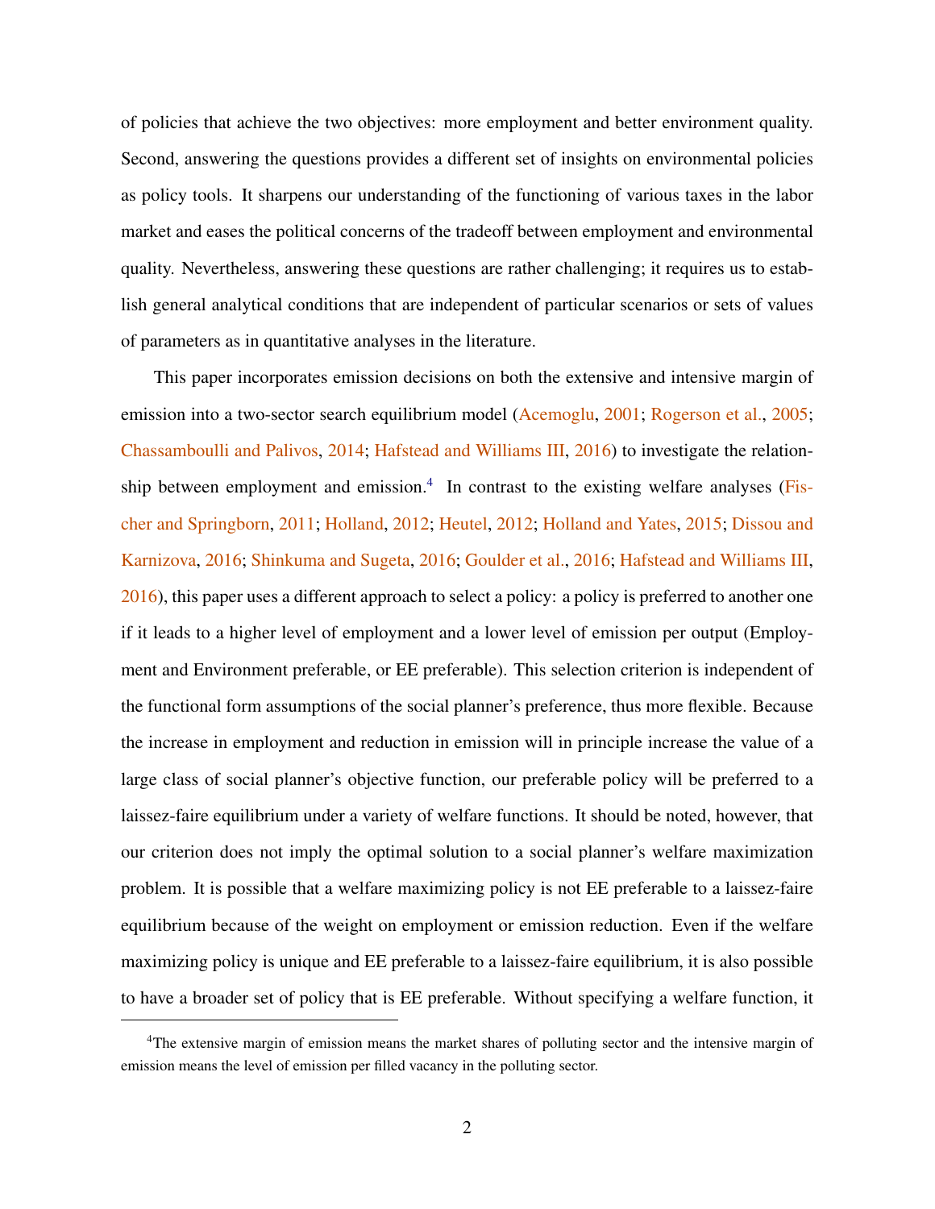of policies that achieve the two objectives: more employment and better environment quality. Second, answering the questions provides a different set of insights on environmental policies as policy tools. It sharpens our understanding of the functioning of various taxes in the labor market and eases the political concerns of the tradeoff between employment and environmental quality. Nevertheless, answering these questions are rather challenging; it requires us to establish general analytical conditions that are independent of particular scenarios or sets of values of parameters as in quantitative analyses in the literature.

This paper incorporates emission decisions on both the extensive and intensive margin of emission into a two-sector search equilibrium model (Acemoglu, 2001; Rogerson et al., 2005; Chassamboulli and Palivos, 2014; Hafstead and Williams III, 2016) to investigate the relationship between employment and emission.[4] In contrast to the existing welfare analyses (Fischer and Springborn, 2011; Holland, 2012; Heutel, 2012; Holland and Yates, 2015; Dissou and Karnizova, 2016; Shinkuma and Sugeta, 2016; Goulder et al., 2016; Hafstead and Williams III, 2016), this paper uses a different approach to select a policy: a policy is preferred to another one if it leads to a higher level of employment and a lower level of emission per output (Employment and Environment preferable, or EE preferable). This selection criterion is independent of the functional form assumptions of the social planner's preference, thus more flexible. Because the increase in employment and reduction in emission will in principle increase the value of a large class of social planner's objective function, our preferable policy will be preferred to a laissez-faire equilibrium under a variety of welfare functions. It should be noted, however, that our criterion does not imply the optimal solution to a social planner's welfare maximization problem. It is possible that a welfare maximizing policy is not EE preferable to a laissez-faire equilibrium because of the weight on employment or emission reduction. Even if the welfare maximizing policy is unique and EE preferable to a laissez-faire equilibrium, it is also possible to have a broader set of policy that is EE preferable. Without specifying a welfare function, it

[4] The extensive margin of emission means the market shares of polluting sector and the intensive margin of emission means the level of emission per filled vacancy in the polluting sector.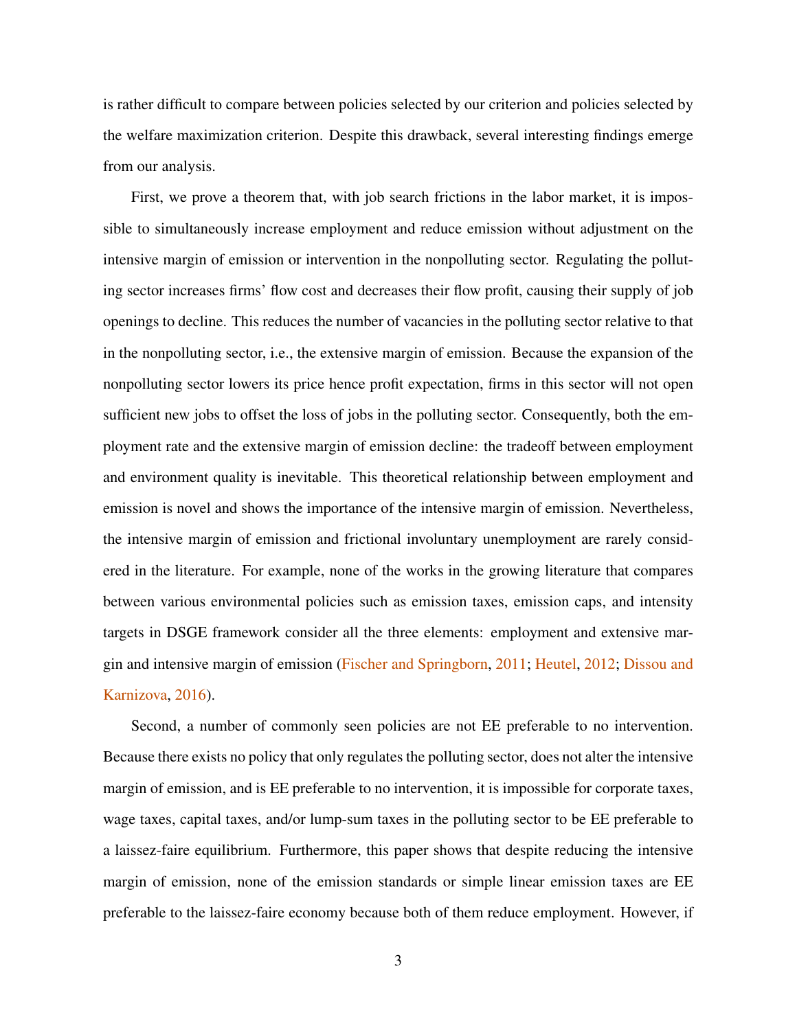is rather difficult to compare between policies selected by our criterion and policies selected by the welfare maximization criterion. Despite this drawback, several interesting findings emerge from our analysis.

First, we prove a theorem that, with job search frictions in the labor market, it is impossible to simultaneously increase employment and reduce emission without adjustment on the intensive margin of emission or intervention in the nonpolluting sector. Regulating the polluting sector increases firms' flow cost and decreases their flow profit, causing their supply of job openings to decline. This reduces the number of vacancies in the polluting sector relative to that in the nonpolluting sector, i.e., the extensive margin of emission. Because the expansion of the nonpolluting sector lowers its price hence profit expectation, firms in this sector will not open sufficient new jobs to offset the loss of jobs in the polluting sector. Consequently, both the employment rate and the extensive margin of emission decline: the tradeoff between employment and environment quality is inevitable. This theoretical relationship between employment and emission is novel and shows the importance of the intensive margin of emission. Nevertheless, the intensive margin of emission and frictional involuntary unemployment are rarely considered in the literature. For example, none of the works in the growing literature that compares between various environmental policies such as emission taxes, emission caps, and intensity targets in DSGE framework consider all the three elements: employment and extensive margin and intensive margin of emission (Fischer and Springborn, 2011; Heutel, 2012; Dissou and Karnizova, 2016).

Second, a number of commonly seen policies are not EE preferable to no intervention. Because there exists no policy that only regulates the polluting sector, does not alter the intensive margin of emission, and is EE preferable to no intervention, it is impossible for corporate taxes, wage taxes, capital taxes, and/or lump-sum taxes in the polluting sector to be EE preferable to a laissez-faire equilibrium. Furthermore, this paper shows that despite reducing the intensive margin of emission, none of the emission standards or simple linear emission taxes are EE preferable to the laissez-faire economy because both of them reduce employment. However, if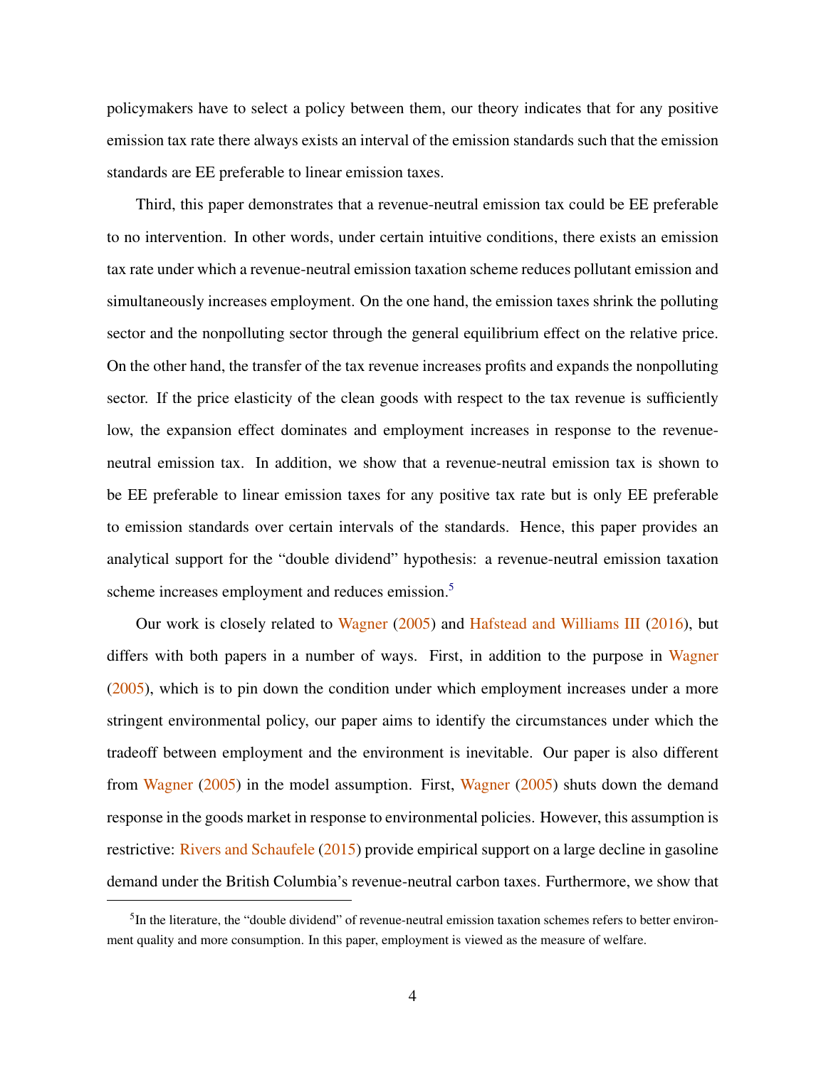policymakers have to select a policy between them, our theory indicates that for any positive emission tax rate there always exists an interval of the emission standards such that the emission standards are EE preferable to linear emission taxes.

Third, this paper demonstrates that a revenue-neutral emission tax could be EE preferable to no intervention. In other words, under certain intuitive conditions, there exists an emission tax rate under which a revenue-neutral emission taxation scheme reduces pollutant emission and simultaneously increases employment. On the one hand, the emission taxes shrink the polluting sector and the nonpolluting sector through the general equilibrium effect on the relative price. On the other hand, the transfer of the tax revenue increases profits and expands the nonpolluting sector. If the price elasticity of the clean goods with respect to the tax revenue is sufficiently low, the expansion effect dominates and employment increases in response to the revenue-neutral emission tax. In addition, we show that a revenue-neutral emission tax is shown to be EE preferable to linear emission taxes for any positive tax rate but is only EE preferable to emission standards over certain intervals of the standards. Hence, this paper provides an analytical support for the "double dividend" hypothesis: a revenue-neutral emission taxation scheme increases employment and reduces emission.[5]

Our work is closely related to Wagner (2005) and Hafstead and Williams III (2016), but differs with both papers in a number of ways. First, in addition to the purpose in Wagner (2005), which is to pin down the condition under which employment increases under a more stringent environmental policy, our paper aims to identify the circumstances under which the tradeoff between employment and the environment is inevitable. Our paper is also different from Wagner (2005) in the model assumption. First, Wagner (2005) shuts down the demand response in the goods market in response to environmental policies. However, this assumption is restrictive: Rivers and Schaufele (2015) provide empirical support on a large decline in gasoline demand under the British Columbia's revenue-neutral carbon taxes. Furthermore, we show that

[5] In the literature, the "double dividend" of revenue-neutral emission taxation schemes refers to better environment quality and more consumption. In this paper, employment is viewed as the measure of welfare.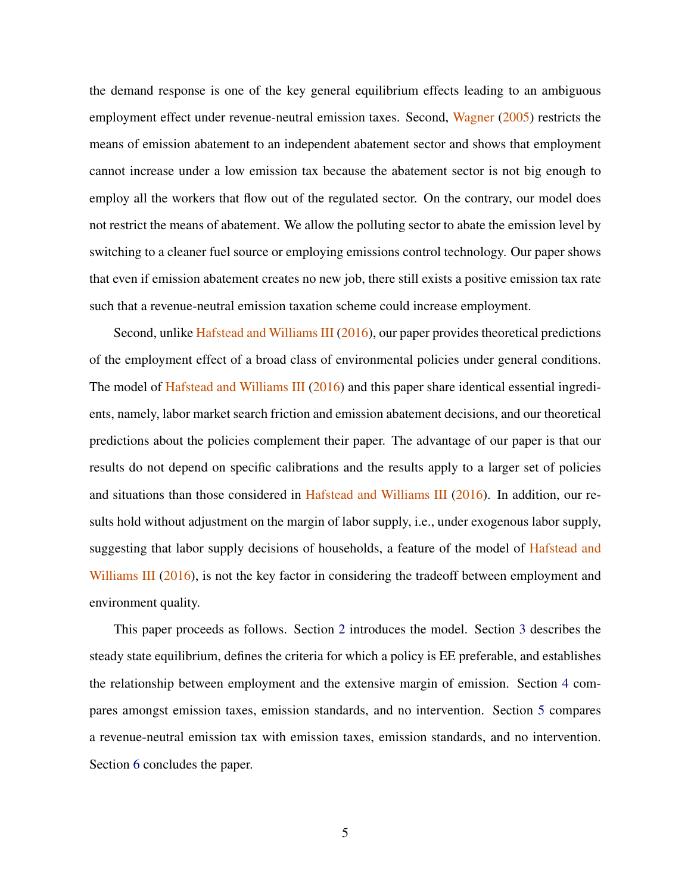the demand response is one of the key general equilibrium effects leading to an ambiguous employment effect under revenue-neutral emission taxes. Second, Wagner (2005) restricts the means of emission abatement to an independent abatement sector and shows that employment cannot increase under a low emission tax because the abatement sector is not big enough to employ all the workers that flow out of the regulated sector. On the contrary, our model does not restrict the means of abatement. We allow the polluting sector to abate the emission level by switching to a cleaner fuel source or employing emissions control technology. Our paper shows that even if emission abatement creates no new job, there still exists a positive emission tax rate such that a revenue-neutral emission taxation scheme could increase employment.

Second, unlike Hafstead and Williams III (2016), our paper provides theoretical predictions of the employment effect of a broad class of environmental policies under general conditions. The model of Hafstead and Williams III (2016) and this paper share identical essential ingredients, namely, labor market search friction and emission abatement decisions, and our theoretical predictions about the policies complement their paper. The advantage of our paper is that our results do not depend on specific calibrations and the results apply to a larger set of policies and situations than those considered in Hafstead and Williams III (2016). In addition, our results hold without adjustment on the margin of labor supply, i.e., under exogenous labor supply, suggesting that labor supply decisions of households, a feature of the model of Hafstead and Williams III (2016), is not the key factor in considering the tradeoff between employment and environment quality.

This paper proceeds as follows. Section 2 introduces the model. Section 3 describes the steady state equilibrium, defines the criteria for which a policy is EE preferable, and establishes the relationship between employment and the extensive margin of emission. Section 4 compares amongst emission taxes, emission standards, and no intervention. Section 5 compares a revenue-neutral emission tax with emission taxes, emission standards, and no intervention. Section 6 concludes the paper.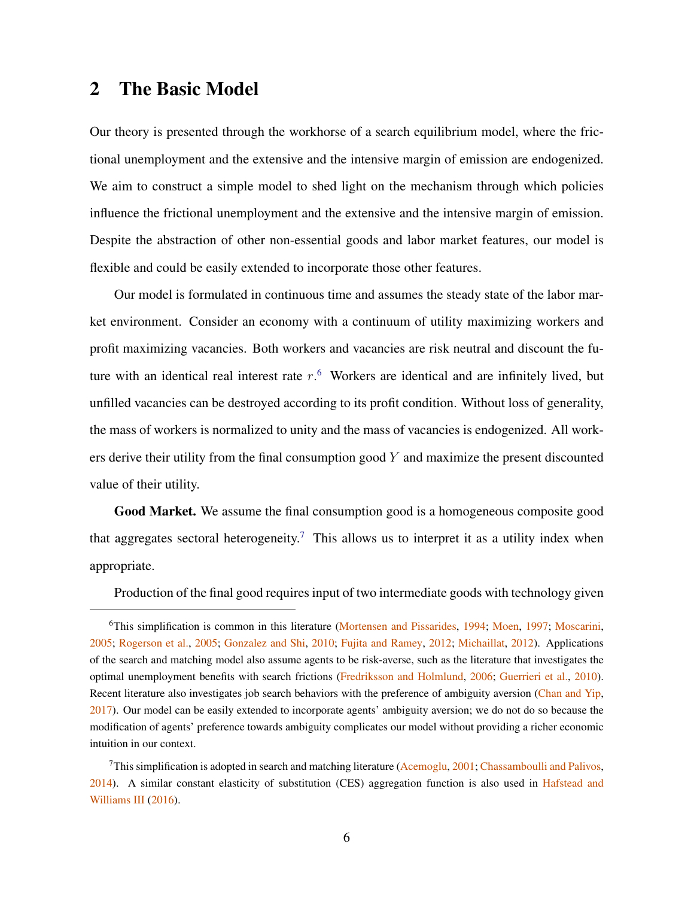## 2 The Basic Model

Our theory is presented through the workhorse of a search equilibrium model, where the frictional unemployment and the extensive and the intensive margin of emission are endogenized. We aim to construct a simple model to shed light on the mechanism through which policies influence the frictional unemployment and the extensive and the intensive margin of emission. Despite the abstraction of other non-essential goods and labor market features, our model is flexible and could be easily extended to incorporate those other features.

Our model is formulated in continuous time and assumes the steady state of the labor market environment. Consider an economy with a continuum of utility maximizing workers and profit maximizing vacancies. Both workers and vacancies are risk neutral and discount the future with an identical real interest rate $r$.[6] Workers are identical and are infinitely lived, but unfilled vacancies can be destroyed according to its profit condition. Without loss of generality, the mass of workers is normalized to unity and the mass of vacancies is endogenized. All workers derive their utility from the final consumption good $Y$ and maximize the present discounted value of their utility.

**Good Market.** We assume the final consumption good is a homogeneous composite good that aggregates sectoral heterogeneity.[7] This allows us to interpret it as a utility index when appropriate.

Production of the final good requires input of two intermediate goods with technology given

[6] This simplification is common in this literature (Mortensen and Pissarides, 1994; Moen, 1997; Moscarini, 2005; Rogerson et al., 2005; Gonzalez and Shi, 2010; Fujita and Ramey, 2012; Michaillat, 2012). Applications of the search and matching model also assume agents to be risk-averse, such as the literature that investigates the optimal unemployment benefits with search frictions (Fredriksson and Holmlund, 2006; Guerrieri et al., 2010). Recent literature also investigates job search behaviors with the preference of ambiguity aversion (Chan and Yip, 2017). Our model can be easily extended to incorporate agents' ambiguity aversion; we do not do so because the modification of agents' preference towards ambiguity complicates our model without providing a richer economic intuition in our context.

[7] This simplification is adopted in search and matching literature (Acemoglu, 2001; Chassamboulli and Palivos, 2014). A similar constant elasticity of substitution (CES) aggregation function is also used in Hafstead and Williams III (2016).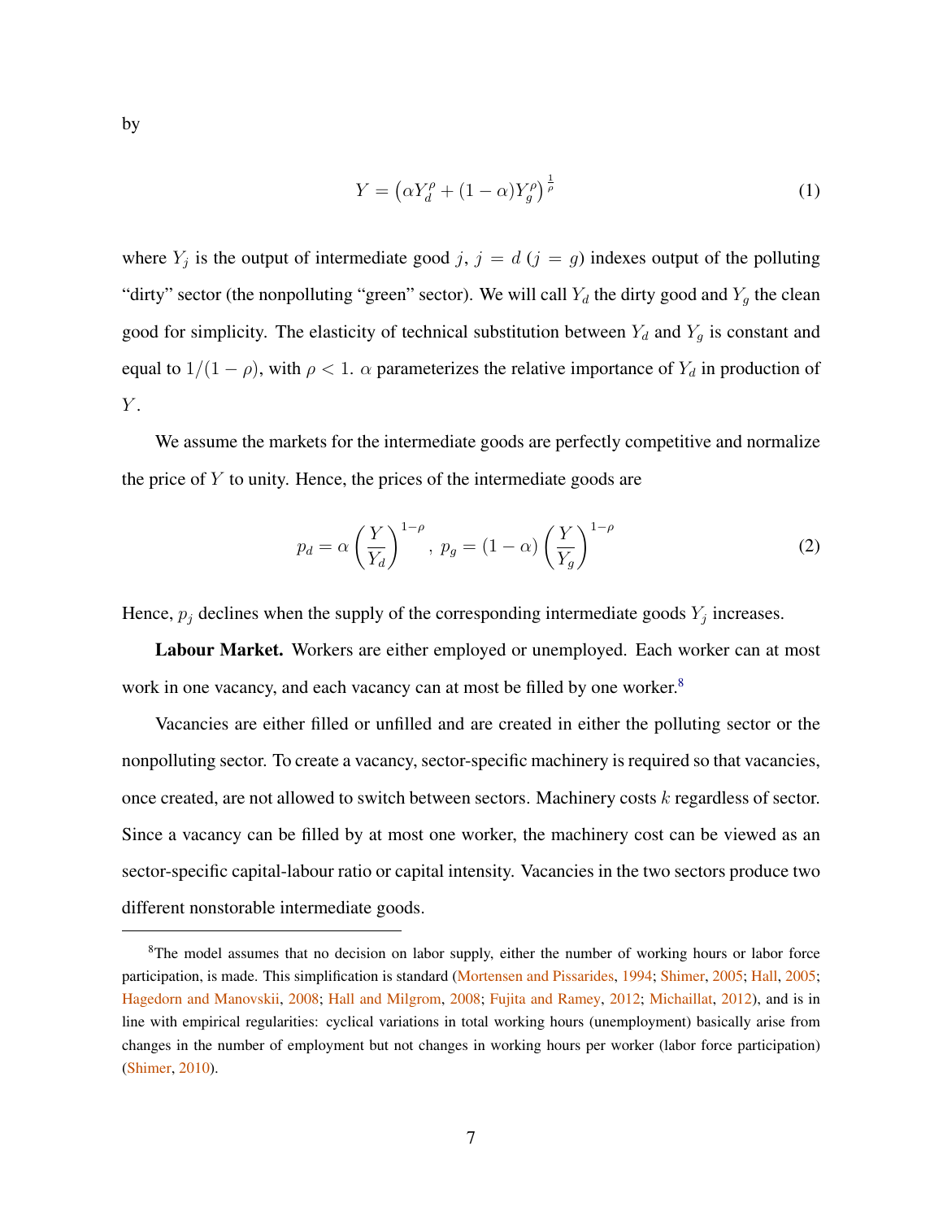by

$$
Y = \left(\alpha Y_d^{\rho} + (1-\alpha) Y_g^{\rho}\right)^{\frac{1}{\rho}} \tag{1}
$$

where $Y_j$ is the output of intermediate good $j$, $j = d$ ($j = g$) indexes output of the polluting "dirty" sector (the nonpolluting "green" sector). We will call $Y_d$ the dirty good and $Y_g$ the clean good for simplicity. The elasticity of technical substitution between $Y_d$ and $Y_g$ is constant and equal to $1/(1-\rho)$, with $\rho < 1$. $\alpha$ parameterizes the relative importance of $Y_d$ in production of $Y$.

We assume the markets for the intermediate goods are perfectly competitive and normalize the price of $Y$ to unity. Hence, the prices of the intermediate goods are

$$
p_d = \alpha \left(\frac{Y}{Y_d}\right)^{1-\rho}, \; p_g = (1-\alpha) \left(\frac{Y}{Y_g}\right)^{1-\rho} \tag{2}
$$

Hence, $p_j$ declines when the supply of the corresponding intermediate goods $Y_j$ increases.

**Labour Market.** Workers are either employed or unemployed. Each worker can at most work in one vacancy, and each vacancy can at most be filled by one worker.[8]

Vacancies are either filled or unfilled and are created in either the polluting sector or the nonpolluting sector. To create a vacancy, sector-specific machinery is required so that vacancies, once created, are not allowed to switch between sectors. Machinery costs $k$ regardless of sector. Since a vacancy can be filled by at most one worker, the machinery cost can be viewed as an sector-specific capital-labour ratio or capital intensity. Vacancies in the two sectors produce two different nonstorable intermediate goods.

---

[8]The model assumes that no decision on labor supply, either the number of working hours or labor force participation, is made. This simplification is standard (Mortensen and Pissarides, 1994; Shimer, 2005; Hall, 2005; Hagedorn and Manovskii, 2008; Hall and Milgrom, 2008; Fujita and Ramey, 2012; Michaillat, 2012), and is in line with empirical regularities: cyclical variations in total working hours (unemployment) basically arise from changes in the number of employment but not changes in working hours per worker (labor force participation) (Shimer, 2010).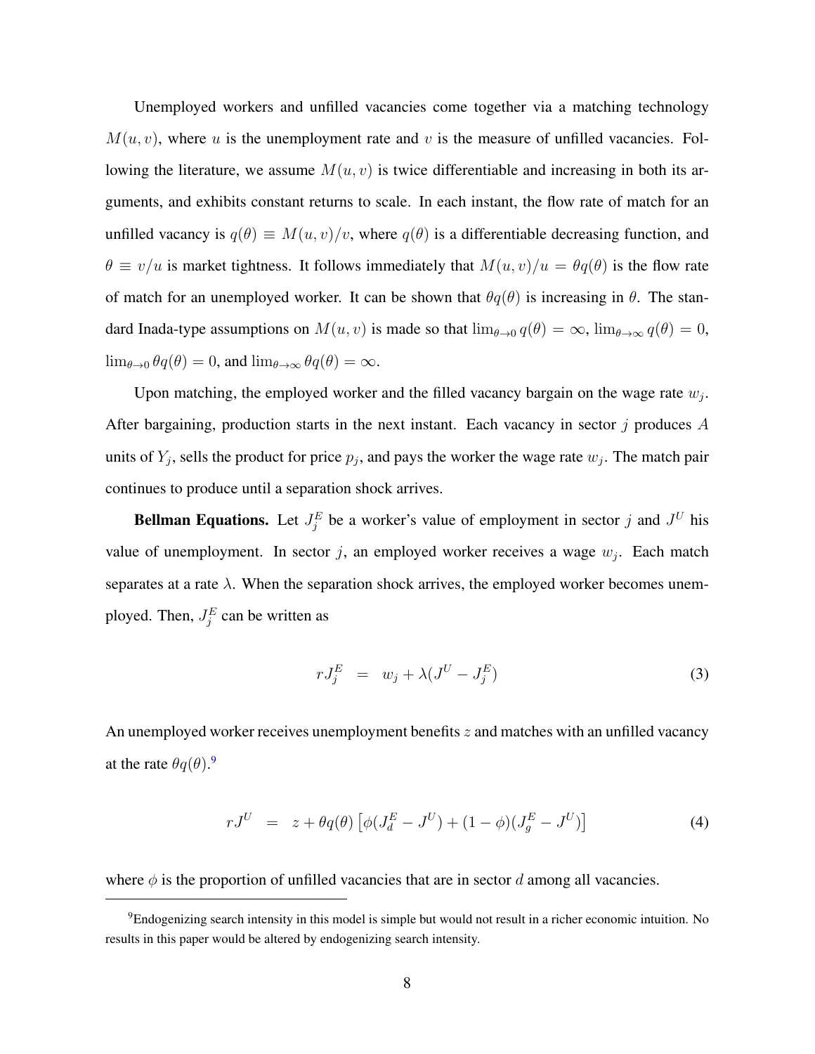Unemployed workers and unfilled vacancies come together via a matching technology $M(u, v)$, where $u$ is the unemployment rate and $v$ is the measure of unfilled vacancies. Following the literature, we assume $M(u, v)$ is twice differentiable and increasing in both its arguments, and exhibits constant returns to scale. In each instant, the flow rate of match for an unfilled vacancy is $q(\theta) \equiv M(u, v)/v$, where $q(\theta)$ is a differentiable decreasing function, and $\theta \equiv v/u$ is market tightness. It follows immediately that $M(u, v)/u = \theta q(\theta)$ is the flow rate of match for an unemployed worker. It can be shown that $\theta q(\theta)$ is increasing in $\theta$. The standard Inada-type assumptions on $M(u, v)$ is made so that $\lim_{\theta \to 0} q(\theta) = \infty$, $\lim_{\theta \to \infty} q(\theta) = 0$, $\lim_{\theta \to 0} \theta q(\theta) = 0$, and $\lim_{\theta \to \infty} \theta q(\theta) = \infty$.

Upon matching, the employed worker and the filled vacancy bargain on the wage rate $w_j$. After bargaining, production starts in the next instant. Each vacancy in sector $j$ produces $A$ units of $Y_j$, sells the product for price $p_j$, and pays the worker the wage rate $w_j$. The match pair continues to produce until a separation shock arrives.

**Bellman Equations.** Let $J_j^E$ be a worker's value of employment in sector $j$ and $J^U$ his value of unemployment. In sector $j$, an employed worker receives a wage $w_j$. Each match separates at a rate $\lambda$. When the separation shock arrives, the employed worker becomes unemployed. Then, $J_j^E$ can be written as

$$rJ_j^E \;=\; w_j + \lambda(J^U - J_j^E) \tag{3}$$

An unemployed worker receives unemployment benefits $z$ and matches with an unfilled vacancy at the rate $\theta q(\theta)$.[9]

$$rJ^U \;=\; z + \theta q(\theta)\left[\phi(J_d^E - J^U) + (1-\phi)(J_g^E - J^U)\right] \tag{4}$$

where $\phi$ is the proportion of unfilled vacancies that are in sector $d$ among all vacancies.

[9] Endogenizing search intensity in this model is simple but would not result in a richer economic intuition. No results in this paper would be altered by endogenizing search intensity.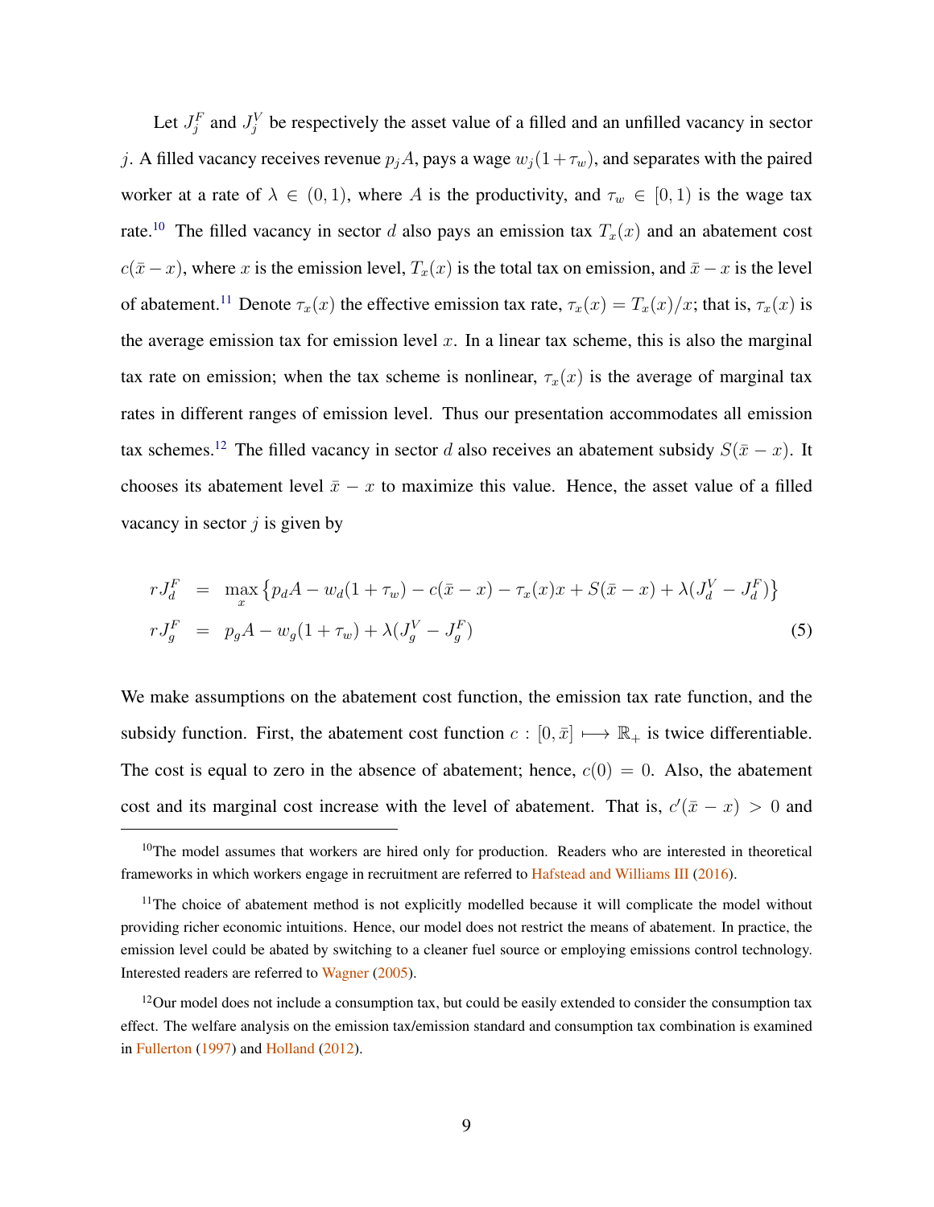Let $J_j^F$ and $J_j^V$ be respectively the asset value of a filled and an unfilled vacancy in sector $j$. A filled vacancy receives revenue $p_j A$, pays a wage $w_j(1+\tau_w)$, and separates with the paired worker at a rate of $\lambda \in (0,1)$, where $A$ is the productivity, and $\tau_w \in [0,1)$ is the wage tax rate.[10] The filled vacancy in sector $d$ also pays an emission tax $T_x(x)$ and an abatement cost $c(\bar{x}-x)$, where $x$ is the emission level, $T_x(x)$ is the total tax on emission, and $\bar{x}-x$ is the level of abatement.[11] Denote $\tau_x(x)$ the effective emission tax rate, $\tau_x(x) = T_x(x)/x$; that is, $\tau_x(x)$ is the average emission tax for emission level $x$. In a linear tax scheme, this is also the marginal tax rate on emission; when the tax scheme is nonlinear, $\tau_x(x)$ is the average of marginal tax rates in different ranges of emission level. Thus our presentation accommodates all emission tax schemes.[12] The filled vacancy in sector $d$ also receives an abatement subsidy $S(\bar{x}-x)$. It chooses its abatement level $\bar{x}-x$ to maximize this value. Hence, the asset value of a filled vacancy in sector $j$ is given by

$$
\begin{aligned}
rJ_d^F &= \max_x \left\{ p_d A - w_d(1+\tau_w) - c(\bar{x}-x) - \tau_x(x)x + S(\bar{x}-x) + \lambda(J_d^V - J_d^F) \right\} \\
rJ_g^F &= p_g A - w_g(1+\tau_w) + \lambda(J_g^V - J_g^F)
\end{aligned}
\tag{5}
$$

We make assumptions on the abatement cost function, the emission tax rate function, and the subsidy function. First, the abatement cost function $c : [0,\bar{x}] \longmapsto \mathbb{R}_+$ is twice differentiable. The cost is equal to zero in the absence of abatement; hence, $c(0) = 0$. Also, the abatement cost and its marginal cost increase with the level of abatement. That is, $c'(\bar{x}-x) > 0$ and

---

[10] The model assumes that workers are hired only for production. Readers who are interested in theoretical frameworks in which workers engage in recruitment are referred to Hafstead and Williams III (2016).

[11] The choice of abatement method is not explicitly modelled because it will complicate the model without providing richer economic intuitions. Hence, our model does not restrict the means of abatement. In practice, the emission level could be abated by switching to a cleaner fuel source or employing emissions control technology. Interested readers are referred to Wagner (2005).

[12] Our model does not include a consumption tax, but could be easily extended to consider the consumption tax effect. The welfare analysis on the emission tax/emission standard and consumption tax combination is examined in Fullerton (1997) and Holland (2012).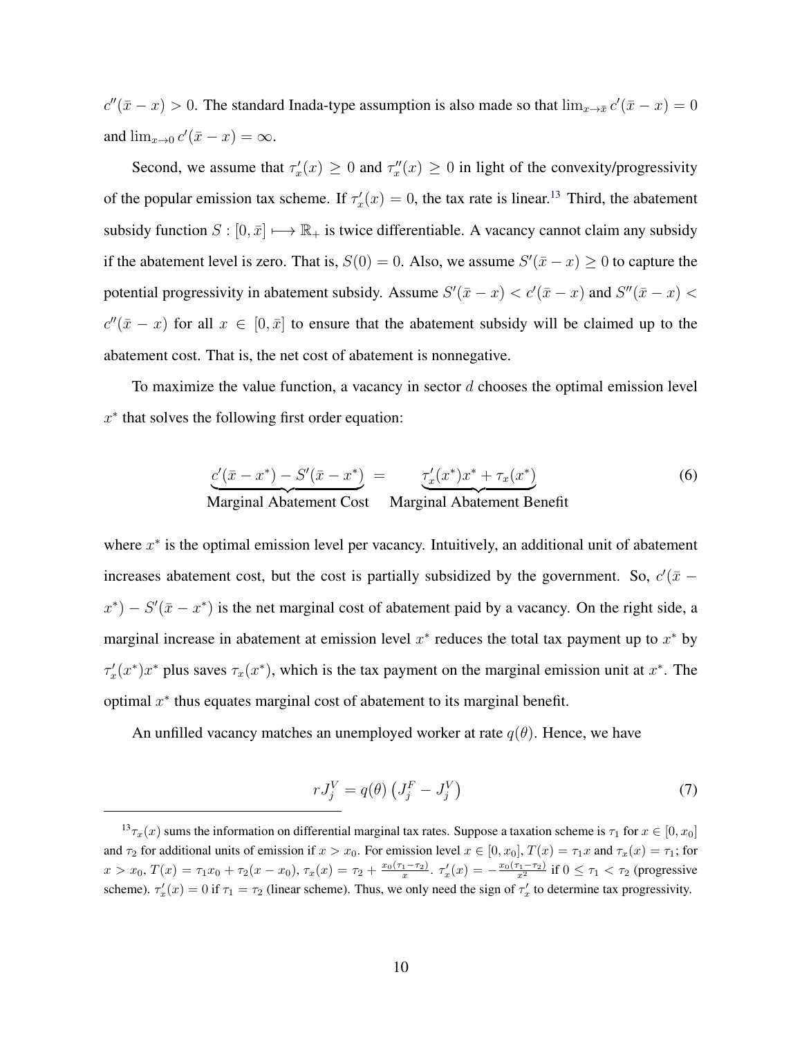$c''(\bar{x}-x) > 0$. The standard Inada-type assumption is also made so that $\lim_{x\to\bar{x}} c'(\bar{x}-x) = 0$ and $\lim_{x\to 0} c'(\bar{x}-x) = \infty$.

Second, we assume that $\tau_x'(x) \geq 0$ and $\tau_x''(x) \geq 0$ in light of the convexity/progressivity of the popular emission tax scheme. If $\tau_x'(x) = 0$, the tax rate is linear.[13] Third, the abatement subsidy function $S : [0, \bar{x}] \longmapsto \mathbb{R}_+$ is twice differentiable. A vacancy cannot claim any subsidy if the abatement level is zero. That is, $S(0) = 0$. Also, we assume $S'(\bar{x}-x) \geq 0$ to capture the potential progressivity in abatement subsidy. Assume $S'(\bar{x}-x) < c'(\bar{x}-x)$ and $S''(\bar{x}-x) < c''(\bar{x}-x)$ for all $x \in [0, \bar{x}]$ to ensure that the abatement subsidy will be claimed up to the abatement cost. That is, the net cost of abatement is nonnegative.

To maximize the value function, a vacancy in sector $d$ chooses the optimal emission level $x^*$ that solves the following first order equation:

$$\underbrace{c'(\bar{x}-x^*) - S'(\bar{x}-x^*)}_{\text{Marginal Abatement Cost}} = \underbrace{\tau_x'(x^*)x^* + \tau_x(x^*)}_{\text{Marginal Abatement Benefit}} \tag{6}$$

where $x^*$ is the optimal emission level per vacancy. Intuitively, an additional unit of abatement increases abatement cost, but the cost is partially subsidized by the government. So, $c'(\bar{x} - x^*) - S'(\bar{x}-x^*)$ is the net marginal cost of abatement paid by a vacancy. On the right side, a marginal increase in abatement at emission level $x^*$ reduces the total tax payment up to $x^*$ by $\tau_x'(x^*)x^*$ plus saves $\tau_x(x^*)$, which is the tax payment on the marginal emission unit at $x^*$. The optimal $x^*$ thus equates marginal cost of abatement to its marginal benefit.

An unfilled vacancy matches an unemployed worker at rate $q(\theta)$. Hence, we have

$$rJ_j^V = q(\theta)\left(J_j^F - J_j^V\right) \tag{7}$$

[13] $\tau_x(x)$ sums the information on differential marginal tax rates. Suppose a taxation scheme is $\tau_1$ for $x \in [0, x_0]$ and $\tau_2$ for additional units of emission if $x > x_0$. For emission level $x \in [0, x_0]$, $T(x) = \tau_1 x$ and $\tau_x(x) = \tau_1$; for $x > x_0$, $T(x) = \tau_1 x_0 + \tau_2(x - x_0)$, $\tau_x(x) = \tau_2 + \frac{x_0(\tau_1-\tau_2)}{x}$. $\tau_x'(x) = -\frac{x_0(\tau_1-\tau_2)}{x^2}$ if $0 \leq \tau_1 < \tau_2$ (progressive scheme). $\tau_x'(x) = 0$ if $\tau_1 = \tau_2$ (linear scheme). Thus, we only need the sign of $\tau_x'$ to determine tax progressivity.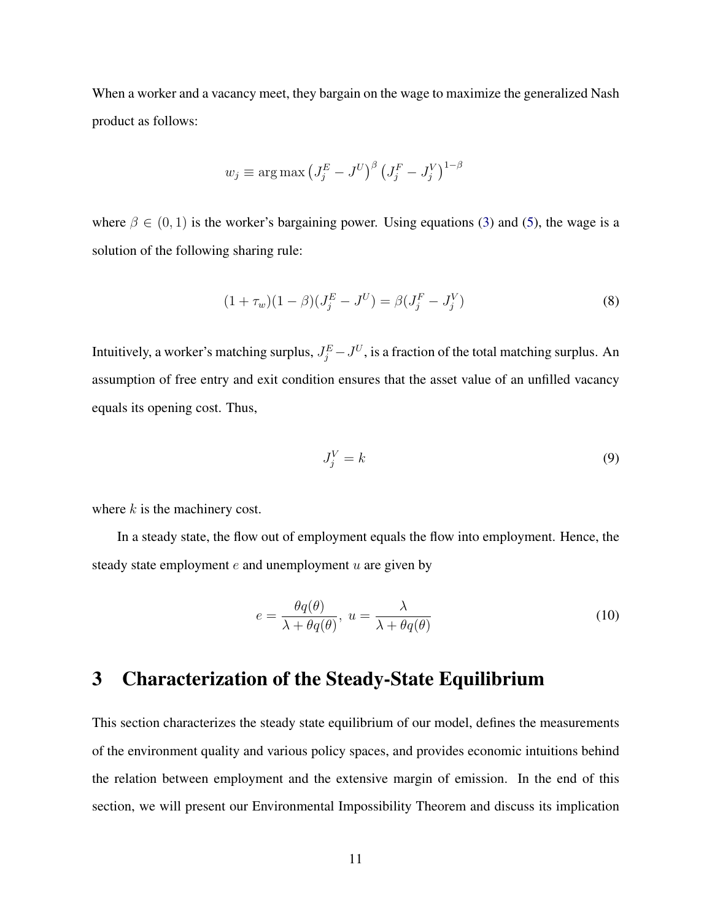When a worker and a vacancy meet, they bargain on the wage to maximize the generalized Nash product as follows:

$$w_j \equiv \arg\max \left(J_j^E - J^U\right)^{\beta} \left(J_j^F - J_j^V\right)^{1-\beta}$$

where $\beta \in (0, 1)$ is the worker's bargaining power. Using equations (3) and (5), the wage is a solution of the following sharing rule:

$$(1 + \tau_w)(1 - \beta)(J_j^E - J^U) = \beta(J_j^F - J_j^V) \tag{8}$$

Intuitively, a worker's matching surplus, $J_j^E - J^U$, is a fraction of the total matching surplus. An assumption of free entry and exit condition ensures that the asset value of an unfilled vacancy equals its opening cost. Thus,

$$J_j^V = k \tag{9}$$

where $k$ is the machinery cost.

In a steady state, the flow out of employment equals the flow into employment. Hence, the steady state employment $e$ and unemployment $u$ are given by

$$e = \frac{\theta q(\theta)}{\lambda + \theta q(\theta)}, \; u = \frac{\lambda}{\lambda + \theta q(\theta)} \tag{10}$$

# 3 Characterization of the Steady-State Equilibrium

This section characterizes the steady state equilibrium of our model, defines the measurements of the environment quality and various policy spaces, and provides economic intuitions behind the relation between employment and the extensive margin of emission. In the end of this section, we will present our Environmental Impossibility Theorem and discuss its implication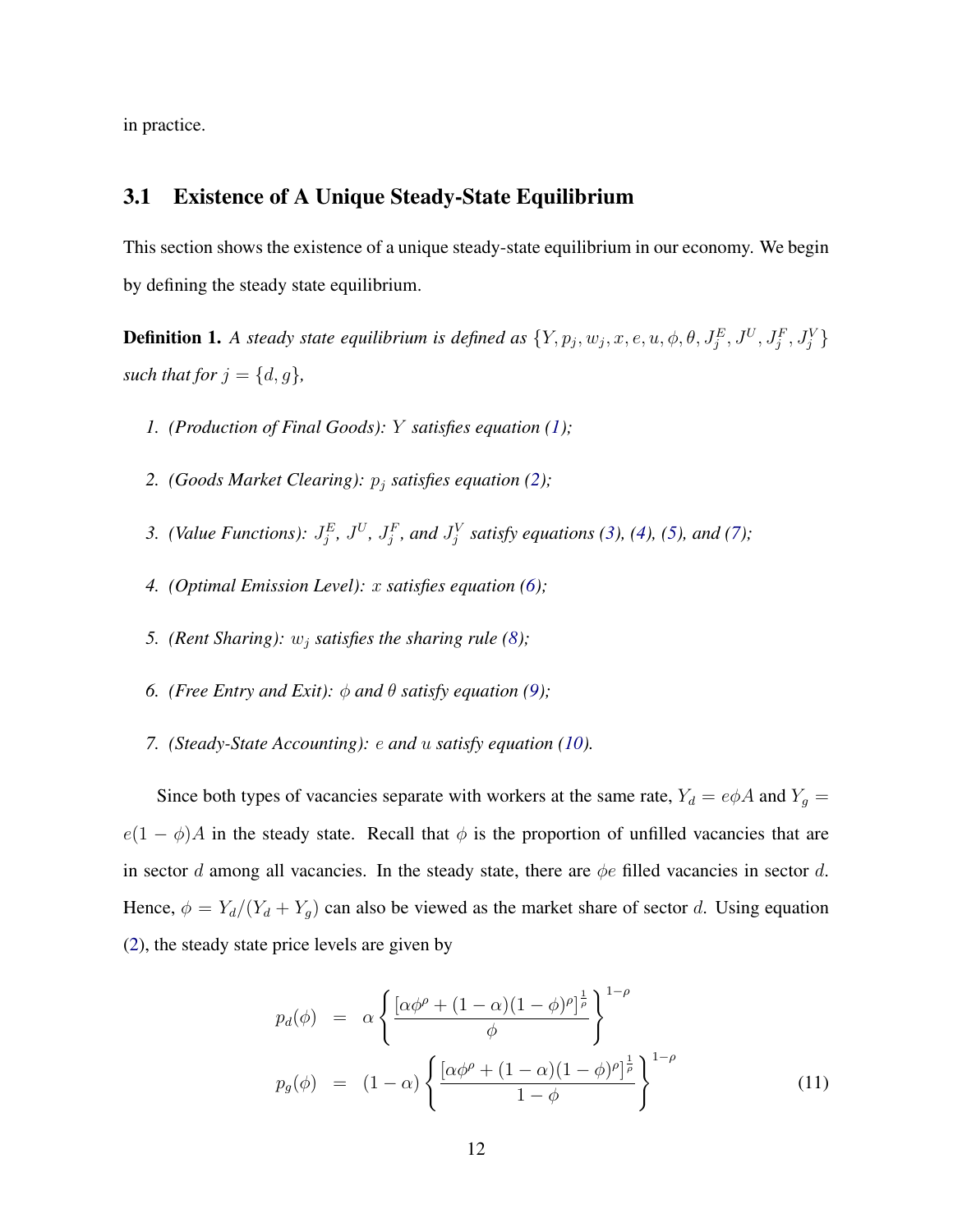in practice.

## 3.1 Existence of A Unique Steady-State Equilibrium

This section shows the existence of a unique steady-state equilibrium in our economy. We begin by defining the steady state equilibrium.

**Definition 1.** *A steady state equilibrium is defined as* $\{Y, p_j, w_j, x, e, u, \phi, \theta, J_j^E, J^U, J_j^F, J_j^V\}$ *such that for* $j = \{d, g\}$,

1. *(Production of Final Goods):* $Y$ *satisfies equation (1);*
2. *(Goods Market Clearing):* $p_j$ *satisfies equation (2);*
3. *(Value Functions):* $J_j^E$, $J^U$, $J_j^F$, *and* $J_j^V$ *satisfy equations (3), (4), (5), and (7);*
4. *(Optimal Emission Level):* $x$ *satisfies equation (6);*
5. *(Rent Sharing):* $w_j$ *satisfies the sharing rule (8);*
6. *(Free Entry and Exit):* $\phi$ *and* $\theta$ *satisfy equation (9);*
7. *(Steady-State Accounting):* $e$ *and* $u$ *satisfy equation (10).*

Since both types of vacancies separate with workers at the same rate, $Y_d = e\phi A$ and $Y_g = e(1-\phi)A$ in the steady state. Recall that $\phi$ is the proportion of unfilled vacancies that are in sector $d$ among all vacancies. In the steady state, there are $\phi e$ filled vacancies in sector $d$. Hence, $\phi = Y_d/(Y_d + Y_g)$ can also be viewed as the market share of sector $d$. Using equation (2), the steady state price levels are given by

$$
\begin{aligned}
p_d(\phi) &= \alpha \left\{ \frac{[\alpha\phi^\rho + (1-\alpha)(1-\phi)^\rho]^{\frac{1}{\rho}}}{\phi} \right\}^{1-\rho} \\
p_g(\phi) &= (1-\alpha) \left\{ \frac{[\alpha\phi^\rho + (1-\alpha)(1-\phi)^\rho]^{\frac{1}{\rho}}}{1-\phi} \right\}^{1-\rho}
\end{aligned}
\tag{11}
$$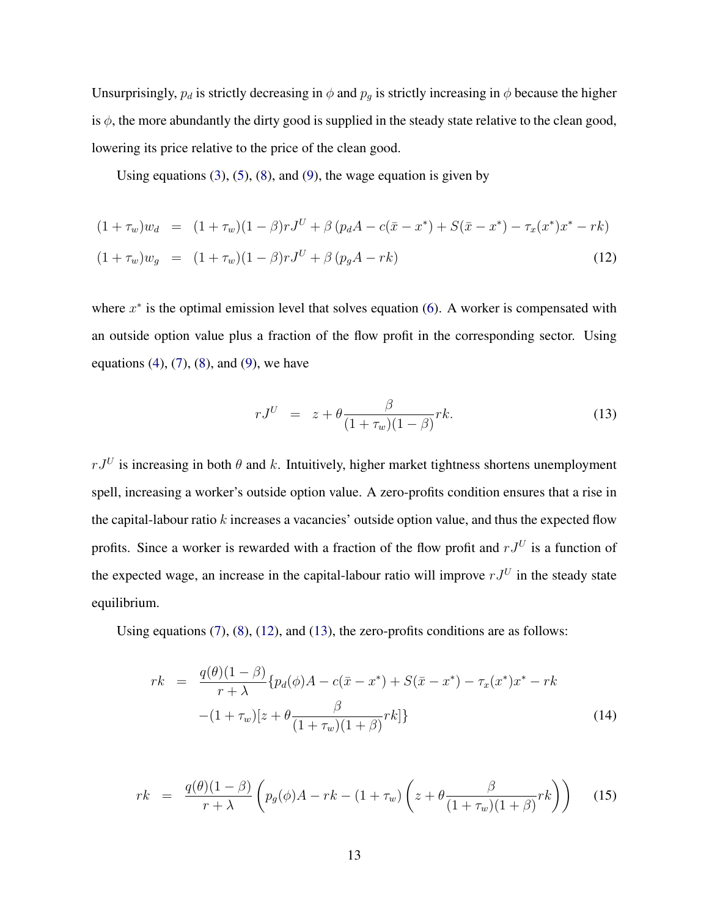Unsurprisingly, $p_d$ is strictly decreasing in $\phi$ and $p_g$ is strictly increasing in $\phi$ because the higher is $\phi$, the more abundantly the dirty good is supplied in the steady state relative to the clean good, lowering its price relative to the price of the clean good.

Using equations (3), (5), (8), and (9), the wage equation is given by

$$
\begin{aligned}
(1+\tau_w)w_d &= (1+\tau_w)(1-\beta)rJ^U + \beta\left(p_d A - c(\bar{x}-x^*) + S(\bar{x}-x^*) - \tau_x(x^*)x^* - rk\right) \\
(1+\tau_w)w_g &= (1+\tau_w)(1-\beta)rJ^U + \beta\left(p_g A - rk\right)
\end{aligned}
\tag{12}
$$

where $x^*$ is the optimal emission level that solves equation (6). A worker is compensated with an outside option value plus a fraction of the flow profit in the corresponding sector. Using equations (4), (7), (8), and (9), we have

$$
rJ^U = z + \theta\frac{\beta}{(1+\tau_w)(1-\beta)}rk. \tag{13}
$$

$rJ^U$ is increasing in both $\theta$ and $k$. Intuitively, higher market tightness shortens unemployment spell, increasing a worker's outside option value. A zero-profits condition ensures that a rise in the capital-labour ratio $k$ increases a vacancies' outside option value, and thus the expected flow profits. Since a worker is rewarded with a fraction of the flow profit and $rJ^U$ is a function of the expected wage, an increase in the capital-labour ratio will improve $rJ^U$ in the steady state equilibrium.

Using equations (7), (8), (12), and (13), the zero-profits conditions are as follows:

$$
\begin{aligned}
rk = \frac{q(\theta)(1-\beta)}{r+\lambda}\{&p_d(\phi)A - c(\bar{x}-x^*) + S(\bar{x}-x^*) - \tau_x(x^*)x^* - rk \\
&-(1+\tau_w)[z + \theta\frac{\beta}{(1+\tau_w)(1+\beta)}rk]\}
\end{aligned}
\tag{14}
$$

$$
rk = \frac{q(\theta)(1-\beta)}{r+\lambda}\left(p_g(\phi)A - rk - (1+\tau_w)\left(z + \theta\frac{\beta}{(1+\tau_w)(1+\beta)}rk\right)\right) \tag{15}
$$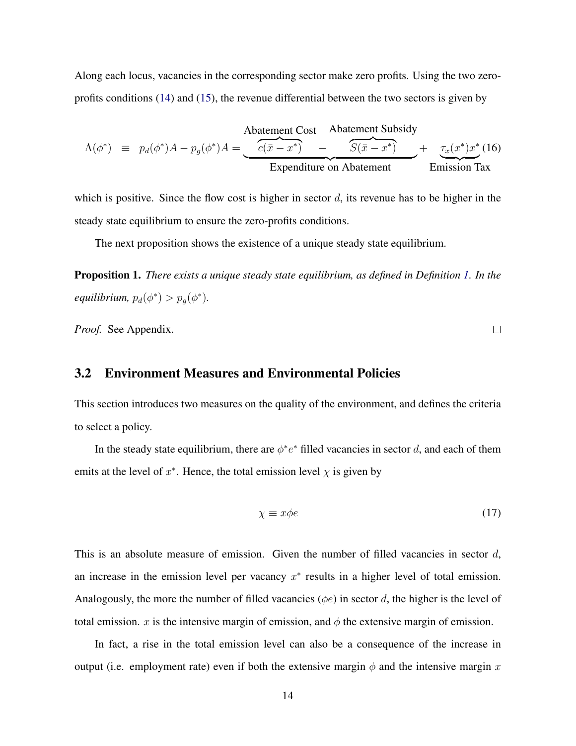Along each locus, vacancies in the corresponding sector make zero profits. Using the two zero-profits conditions (14) and (15), the revenue differential between the two sectors is given by

$$\Lambda(\phi^*) \equiv p_d(\phi^*)A - p_g(\phi^*)A = \underbrace{\overbrace{c(\bar{x}-x^*)}^{\text{Abatement Cost}} - \overbrace{S(\bar{x}-x^*)}^{\text{Abatement Subsidy}}}_{\text{Expenditure on Abatement}} + \underbrace{\tau_x(x^*)x^*}_{\text{Emission Tax}} \quad (16)$$

which is positive. Since the flow cost is higher in sector $d$, its revenue has to be higher in the steady state equilibrium to ensure the zero-profits conditions.

The next proposition shows the existence of a unique steady state equilibrium.

**Proposition 1.** *There exists a unique steady state equilibrium, as defined in Definition 1. In the equilibrium,* $p_d(\phi^*) > p_g(\phi^*)$.

*Proof.* See Appendix. □

## 3.2 Environment Measures and Environmental Policies

This section introduces two measures on the quality of the environment, and defines the criteria to select a policy.

In the steady state equilibrium, there are $\phi^* e^*$ filled vacancies in sector $d$, and each of them emits at the level of $x^*$. Hence, the total emission level $\chi$ is given by

$$\chi \equiv x\phi e \quad (17)$$

This is an absolute measure of emission. Given the number of filled vacancies in sector $d$, an increase in the emission level per vacancy $x^*$ results in a higher level of total emission. Analogously, the more the number of filled vacancies ($\phi e$) in sector $d$, the higher is the level of total emission. $x$ is the intensive margin of emission, and $\phi$ the extensive margin of emission.

In fact, a rise in the total emission level can also be a consequence of the increase in output (i.e. employment rate) even if both the extensive margin $\phi$ and the intensive margin $x$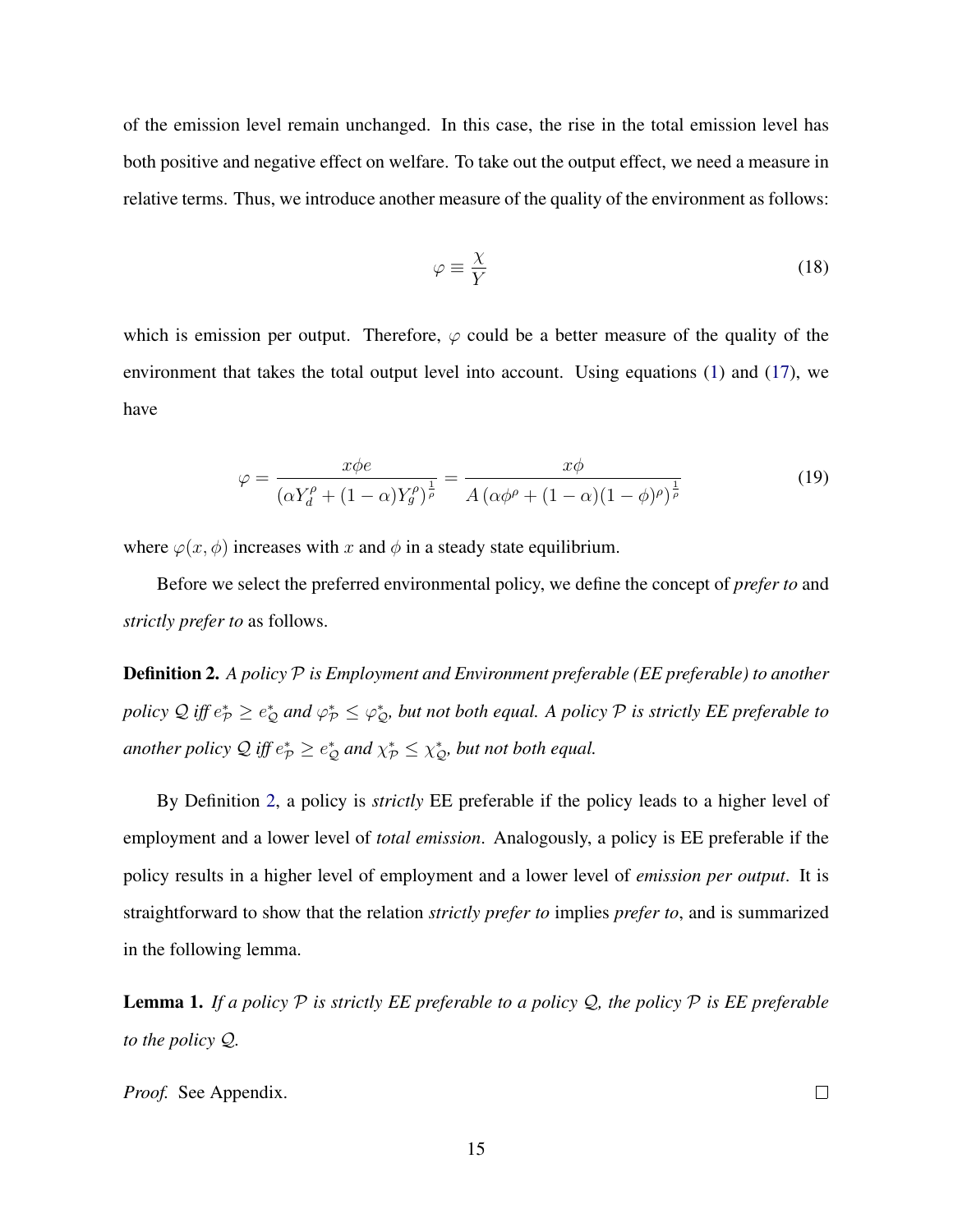of the emission level remain unchanged. In this case, the rise in the total emission level has both positive and negative effect on welfare. To take out the output effect, we need a measure in relative terms. Thus, we introduce another measure of the quality of the environment as follows:

$$\varphi \equiv \frac{\chi}{Y} \tag{18}$$

which is emission per output. Therefore, $\varphi$ could be a better measure of the quality of the environment that takes the total output level into account. Using equations (1) and (17), we have

$$\varphi = \frac{x\phi e}{\left(\alpha Y_d^{\rho} + (1-\alpha) Y_g^{\rho}\right)^{\frac{1}{\rho}}} = \frac{x\phi}{A\left(\alpha\phi^{\rho} + (1-\alpha)(1-\phi)^{\rho}\right)^{\frac{1}{\rho}}} \tag{19}$$

where $\varphi(x, \phi)$ increases with $x$ and $\phi$ in a steady state equilibrium.

Before we select the preferred environmental policy, we define the concept of *prefer to* and *strictly prefer to* as follows.

**Definition 2.** *A policy $\mathcal{P}$ is Employment and Environment preferable (EE preferable) to another policy $\mathcal{Q}$ iff $e^*_{\mathcal{P}} \geq e^*_{\mathcal{Q}}$ and $\varphi^*_{\mathcal{P}} \leq \varphi^*_{\mathcal{Q}}$, but not both equal. A policy $\mathcal{P}$ is strictly EE preferable to another policy $\mathcal{Q}$ iff $e^*_{\mathcal{P}} \geq e^*_{\mathcal{Q}}$ and $\chi^*_{\mathcal{P}} \leq \chi^*_{\mathcal{Q}}$, but not both equal.*

By Definition 2, a policy is *strictly* EE preferable if the policy leads to a higher level of employment and a lower level of *total emission*. Analogously, a policy is EE preferable if the policy results in a higher level of employment and a lower level of *emission per output*. It is straightforward to show that the relation *strictly prefer to* implies *prefer to*, and is summarized in the following lemma.

**Lemma 1.** *If a policy $\mathcal{P}$ is strictly EE preferable to a policy $\mathcal{Q}$, the policy $\mathcal{P}$ is EE preferable to the policy $\mathcal{Q}$.*

*Proof.* See Appendix. □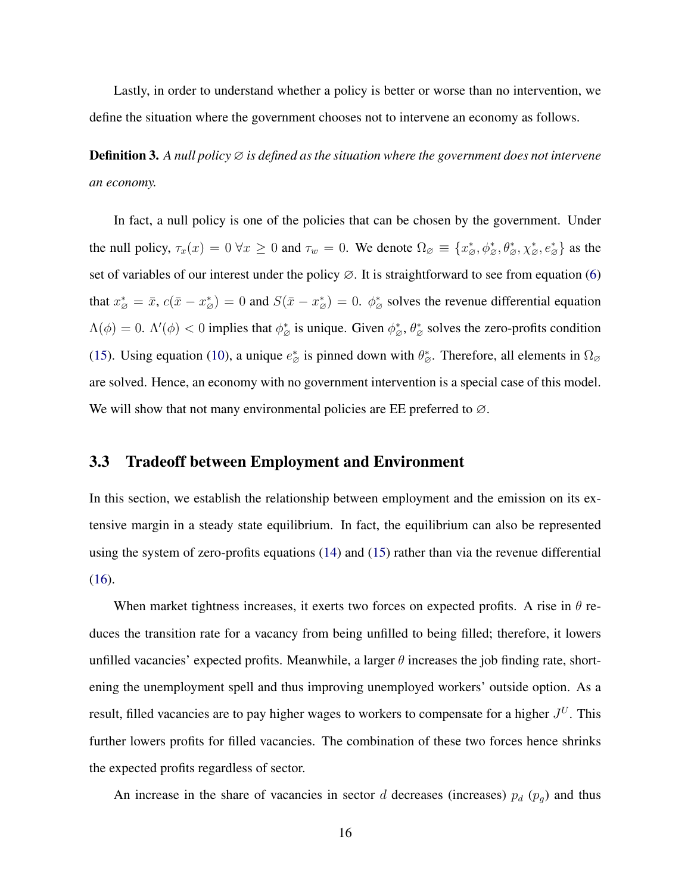Lastly, in order to understand whether a policy is better or worse than no intervention, we define the situation where the government chooses not to intervene an economy as follows.

**Definition 3.** *A null policy $\varnothing$ is defined as the situation where the government does not intervene an economy.*

In fact, a null policy is one of the policies that can be chosen by the government. Under the null policy, $\tau_x(x) = 0 \; \forall x \geq 0$ and $\tau_w = 0$. We denote $\Omega_\varnothing \equiv \{x^*_\varnothing, \phi^*_\varnothing, \theta^*_\varnothing, \chi^*_\varnothing, e^*_\varnothing\}$ as the set of variables of our interest under the policy $\varnothing$. It is straightforward to see from equation (6) that $x^*_\varnothing = \bar{x}$, $c(\bar{x} - x^*_\varnothing) = 0$ and $S(\bar{x} - x^*_\varnothing) = 0$. $\phi^*_\varnothing$ solves the revenue differential equation $\Lambda(\phi) = 0$. $\Lambda'(\phi) < 0$ implies that $\phi^*_\varnothing$ is unique. Given $\phi^*_\varnothing$, $\theta^*_\varnothing$ solves the zero-profits condition (15). Using equation (10), a unique $e^*_\varnothing$ is pinned down with $\theta^*_\varnothing$. Therefore, all elements in $\Omega_\varnothing$ are solved. Hence, an economy with no government intervention is a special case of this model. We will show that not many environmental policies are EE preferred to $\varnothing$.

## 3.3 Tradeoff between Employment and Environment

In this section, we establish the relationship between employment and the emission on its extensive margin in a steady state equilibrium. In fact, the equilibrium can also be represented using the system of zero-profits equations (14) and (15) rather than via the revenue differential (16).

When market tightness increases, it exerts two forces on expected profits. A rise in $\theta$ reduces the transition rate for a vacancy from being unfilled to being filled; therefore, it lowers unfilled vacancies' expected profits. Meanwhile, a larger $\theta$ increases the job finding rate, shortening the unemployment spell and thus improving unemployed workers' outside option. As a result, filled vacancies are to pay higher wages to workers to compensate for a higher $J^U$. This further lowers profits for filled vacancies. The combination of these two forces hence shrinks the expected profits regardless of sector.

An increase in the share of vacancies in sector $d$ decreases (increases) $p_d$ ($p_g$) and thus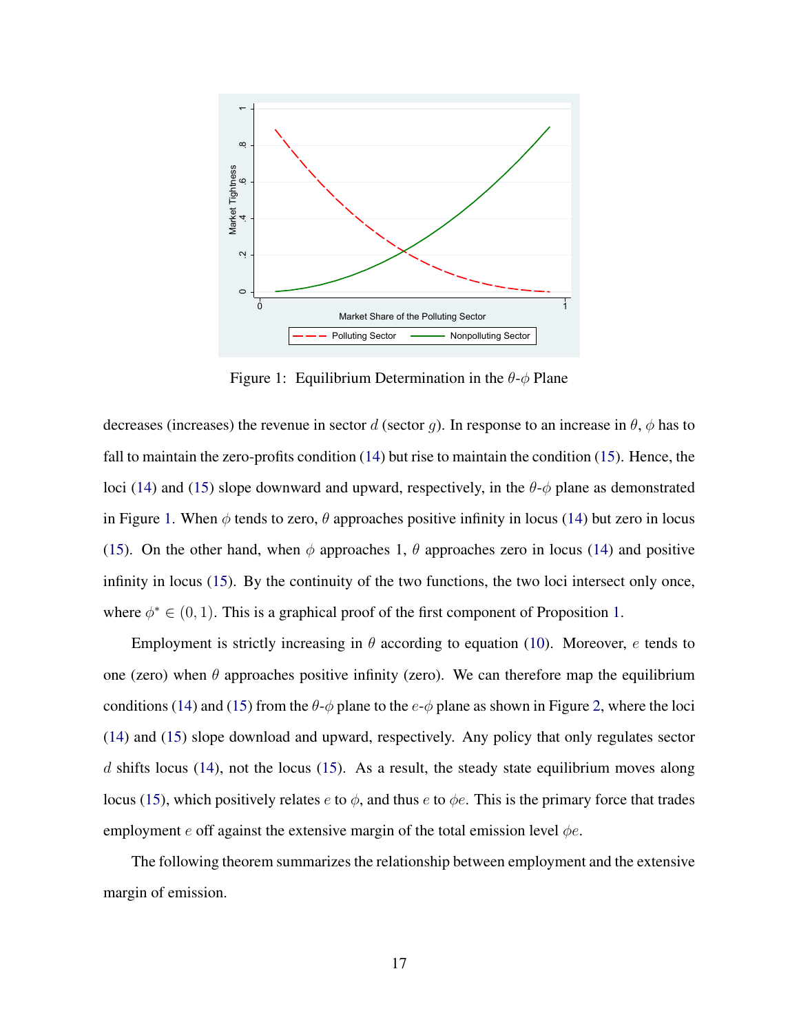Figure 1: Equilibrium Determination in the $\theta$-$\phi$ Plane

decreases (increases) the revenue in sector $d$ (sector $g$). In response to an increase in $\theta$, $\phi$ has to fall to maintain the zero-profits condition (14) but rise to maintain the condition (15). Hence, the loci (14) and (15) slope downward and upward, respectively, in the $\theta$-$\phi$ plane as demonstrated in Figure 1. When $\phi$ tends to zero, $\theta$ approaches positive infinity in locus (14) but zero in locus (15). On the other hand, when $\phi$ approaches 1, $\theta$ approaches zero in locus (14) and positive infinity in locus (15). By the continuity of the two functions, the two loci intersect only once, where $\phi^* \in (0, 1)$. This is a graphical proof of the first component of Proposition 1.

Employment is strictly increasing in $\theta$ according to equation (10). Moreover, $e$ tends to one (zero) when $\theta$ approaches positive infinity (zero). We can therefore map the equilibrium conditions (14) and (15) from the $\theta$-$\phi$ plane to the $e$-$\phi$ plane as shown in Figure 2, where the loci (14) and (15) slope download and upward, respectively. Any policy that only regulates sector $d$ shifts locus (14), not the locus (15). As a result, the steady state equilibrium moves along locus (15), which positively relates $e$ to $\phi$, and thus $e$ to $\phi e$. This is the primary force that trades employment $e$ off against the extensive margin of the total emission level $\phi e$.

The following theorem summarizes the relationship between employment and the extensive margin of emission.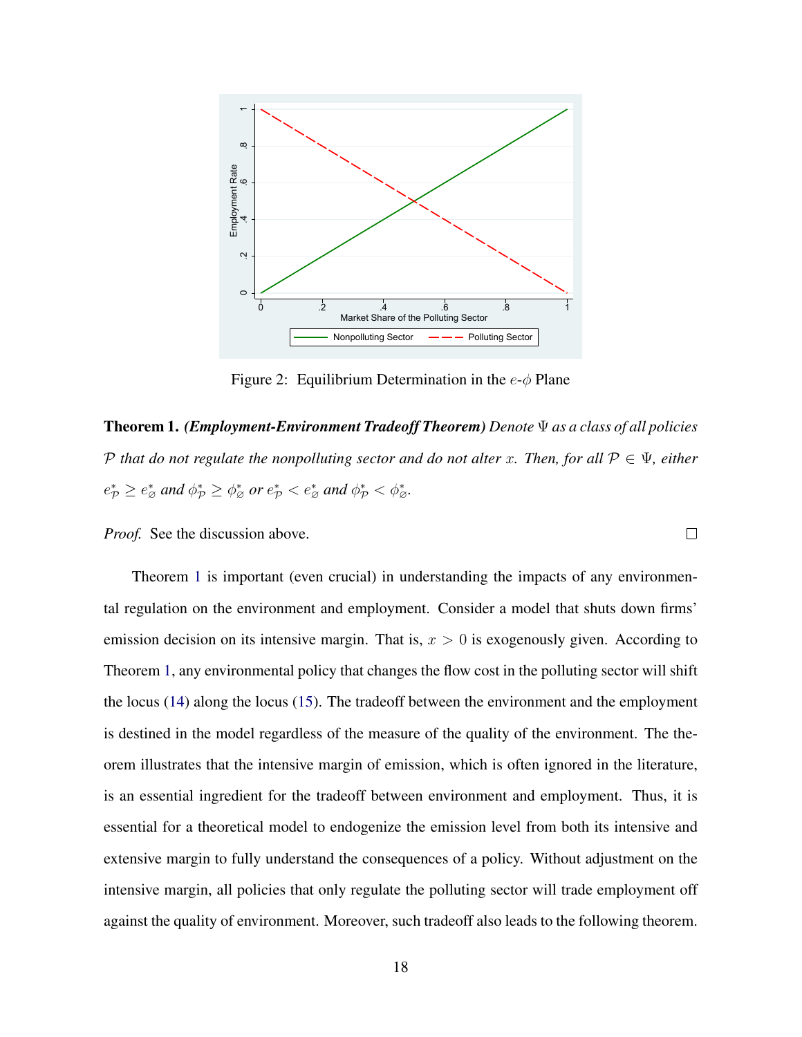Figure 2: Equilibrium Determination in the $e$-$\phi$ Plane

**Theorem 1.** ***(Employment-Environment Tradeoff Theorem)*** *Denote $\Psi$ as a class of all policies $\mathcal{P}$ that do not regulate the nonpolluting sector and do not alter $x$. Then, for all $\mathcal{P} \in \Psi$, either $e^*_{\mathcal{P}} \geq e^*_{\varnothing}$ and $\phi^*_{\mathcal{P}} \geq \phi^*_{\varnothing}$ or $e^*_{\mathcal{P}} < e^*_{\varnothing}$ and $\phi^*_{\mathcal{P}} < \phi^*_{\varnothing}$.*

*Proof.* See the discussion above. □

Theorem 1 is important (even crucial) in understanding the impacts of any environmental regulation on the environment and employment. Consider a model that shuts down firms' emission decision on its intensive margin. That is, $x > 0$ is exogenously given. According to Theorem 1, any environmental policy that changes the flow cost in the polluting sector will shift the locus (14) along the locus (15). The tradeoff between the environment and the employment is destined in the model regardless of the measure of the quality of the environment. The theorem illustrates that the intensive margin of emission, which is often ignored in the literature, is an essential ingredient for the tradeoff between environment and employment. Thus, it is essential for a theoretical model to endogenize the emission level from both its intensive and extensive margin to fully understand the consequences of a policy. Without adjustment on the intensive margin, all policies that only regulate the polluting sector will trade employment off against the quality of environment. Moreover, such tradeoff also leads to the following theorem.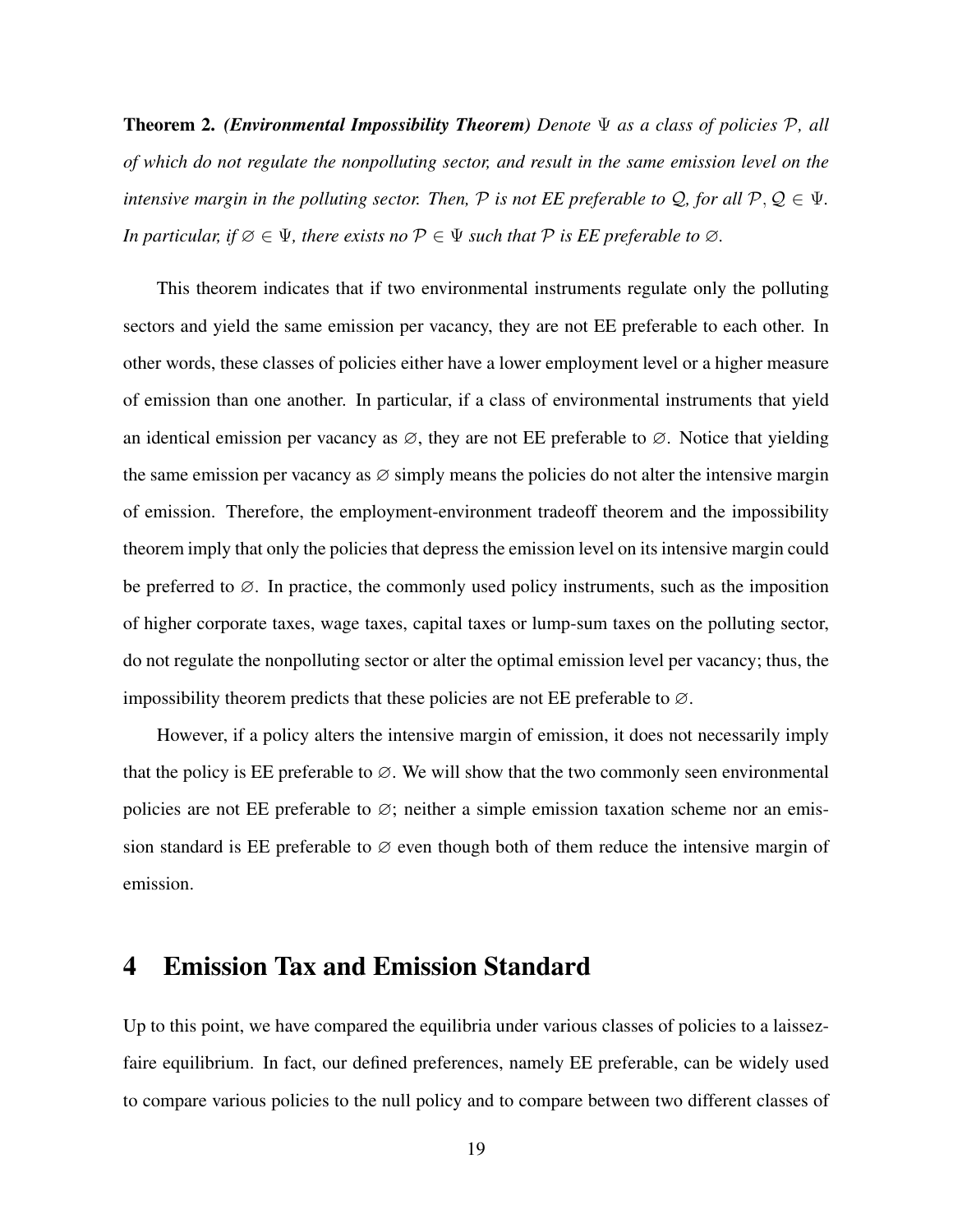**Theorem 2.** ***(Environmental Impossibility Theorem)*** *Denote $\Psi$ as a class of policies $\mathcal{P}$, all of which do not regulate the nonpolluting sector, and result in the same emission level on the intensive margin in the polluting sector. Then, $\mathcal{P}$ is not EE preferable to $\mathcal{Q}$, for all $\mathcal{P}, \mathcal{Q} \in \Psi$. In particular, if $\varnothing \in \Psi$, there exists no $\mathcal{P} \in \Psi$ such that $\mathcal{P}$ is EE preferable to $\varnothing$.*

This theorem indicates that if two environmental instruments regulate only the polluting sectors and yield the same emission per vacancy, they are not EE preferable to each other. In other words, these classes of policies either have a lower employment level or a higher measure of emission than one another. In particular, if a class of environmental instruments that yield an identical emission per vacancy as $\varnothing$, they are not EE preferable to $\varnothing$. Notice that yielding the same emission per vacancy as $\varnothing$ simply means the policies do not alter the intensive margin of emission. Therefore, the employment-environment tradeoff theorem and the impossibility theorem imply that only the policies that depress the emission level on its intensive margin could be preferred to $\varnothing$. In practice, the commonly used policy instruments, such as the imposition of higher corporate taxes, wage taxes, capital taxes or lump-sum taxes on the polluting sector, do not regulate the nonpolluting sector or alter the optimal emission level per vacancy; thus, the impossibility theorem predicts that these policies are not EE preferable to $\varnothing$.

However, if a policy alters the intensive margin of emission, it does not necessarily imply that the policy is EE preferable to $\varnothing$. We will show that the two commonly seen environmental policies are not EE preferable to $\varnothing$; neither a simple emission taxation scheme nor an emission standard is EE preferable to $\varnothing$ even though both of them reduce the intensive margin of emission.

# 4 Emission Tax and Emission Standard

Up to this point, we have compared the equilibria under various classes of policies to a laissez-faire equilibrium. In fact, our defined preferences, namely EE preferable, can be widely used to compare various policies to the null policy and to compare between two different classes of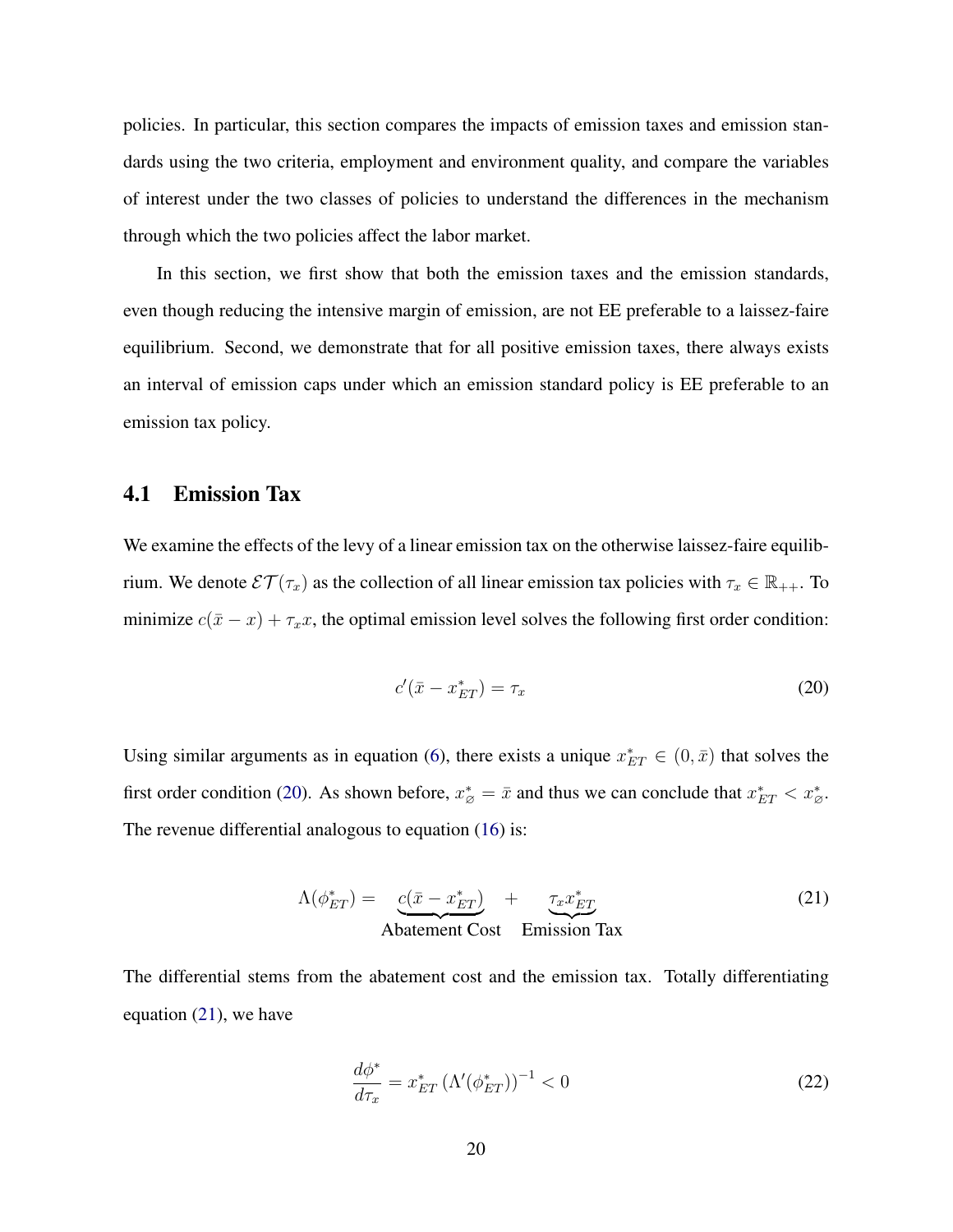policies. In particular, this section compares the impacts of emission taxes and emission standards using the two criteria, employment and environment quality, and compare the variables of interest under the two classes of policies to understand the differences in the mechanism through which the two policies affect the labor market.

In this section, we first show that both the emission taxes and the emission standards, even though reducing the intensive margin of emission, are not EE preferable to a laissez-faire equilibrium. Second, we demonstrate that for all positive emission taxes, there always exists an interval of emission caps under which an emission standard policy is EE preferable to an emission tax policy.

## 4.1 Emission Tax

We examine the effects of the levy of a linear emission tax on the otherwise laissez-faire equilibrium. We denote $\mathcal{ET}(\tau_x)$ as the collection of all linear emission tax policies with $\tau_x \in \mathbb{R}_{++}$. To minimize $c(\bar{x} - x) + \tau_x x$, the optimal emission level solves the following first order condition:

$$c'(\bar{x} - x^*_{ET}) = \tau_x \tag{20}$$

Using similar arguments as in equation (6), there exists a unique $x^*_{ET} \in (0, \bar{x})$ that solves the first order condition (20). As shown before, $x^*_{\varnothing} = \bar{x}$ and thus we can conclude that $x^*_{ET} < x^*_{\varnothing}$. The revenue differential analogous to equation (16) is:

$$\Lambda(\phi^*_{ET}) = \underbrace{c(\bar{x} - x^*_{ET})}_{\text{Abatement Cost}} + \underbrace{\tau_x x^*_{ET}}_{\text{Emission Tax}} \tag{21}$$

The differential stems from the abatement cost and the emission tax. Totally differentiating equation (21), we have

$$\frac{d\phi^*}{d\tau_x} = x^*_{ET} \left(\Lambda'(\phi^*_{ET})\right)^{-1} < 0 \tag{22}$$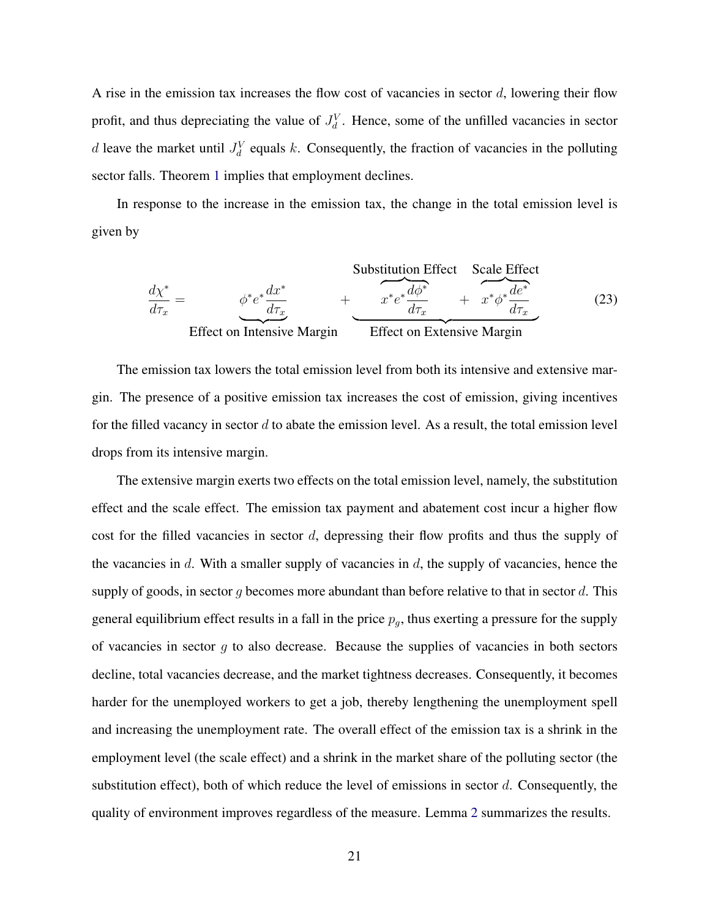A rise in the emission tax increases the flow cost of vacancies in sector $d$, lowering their flow profit, and thus depreciating the value of $J_d^V$. Hence, some of the unfilled vacancies in sector $d$ leave the market until $J_d^V$ equals $k$. Consequently, the fraction of vacancies in the polluting sector falls. Theorem 1 implies that employment declines.

In response to the increase in the emission tax, the change in the total emission level is given by

$$\frac{d\chi^*}{d\tau_x} = \underbrace{\phi^* e^* \frac{dx^*}{d\tau_x}}_{\text{Effect on Intensive Margin}} + \underbrace{\overbrace{x^* e^* \frac{d\phi^*}{d\tau_x}}^{\text{Substitution Effect}} + \overbrace{x^* \phi^* \frac{de^*}{d\tau_x}}^{\text{Scale Effect}}}_{\text{Effect on Extensive Margin}} \tag{23}$$

The emission tax lowers the total emission level from both its intensive and extensive margin. The presence of a positive emission tax increases the cost of emission, giving incentives for the filled vacancy in sector $d$ to abate the emission level. As a result, the total emission level drops from its intensive margin.

The extensive margin exerts two effects on the total emission level, namely, the substitution effect and the scale effect. The emission tax payment and abatement cost incur a higher flow cost for the filled vacancies in sector $d$, depressing their flow profits and thus the supply of the vacancies in $d$. With a smaller supply of vacancies in $d$, the supply of vacancies, hence the supply of goods, in sector $g$ becomes more abundant than before relative to that in sector $d$. This general equilibrium effect results in a fall in the price $p_g$, thus exerting a pressure for the supply of vacancies in sector $g$ to also decrease. Because the supplies of vacancies in both sectors decline, total vacancies decrease, and the market tightness decreases. Consequently, it becomes harder for the unemployed workers to get a job, thereby lengthening the unemployment spell and increasing the unemployment rate. The overall effect of the emission tax is a shrink in the employment level (the scale effect) and a shrink in the market share of the polluting sector (the substitution effect), both of which reduce the level of emissions in sector $d$. Consequently, the quality of environment improves regardless of the measure. Lemma 2 summarizes the results.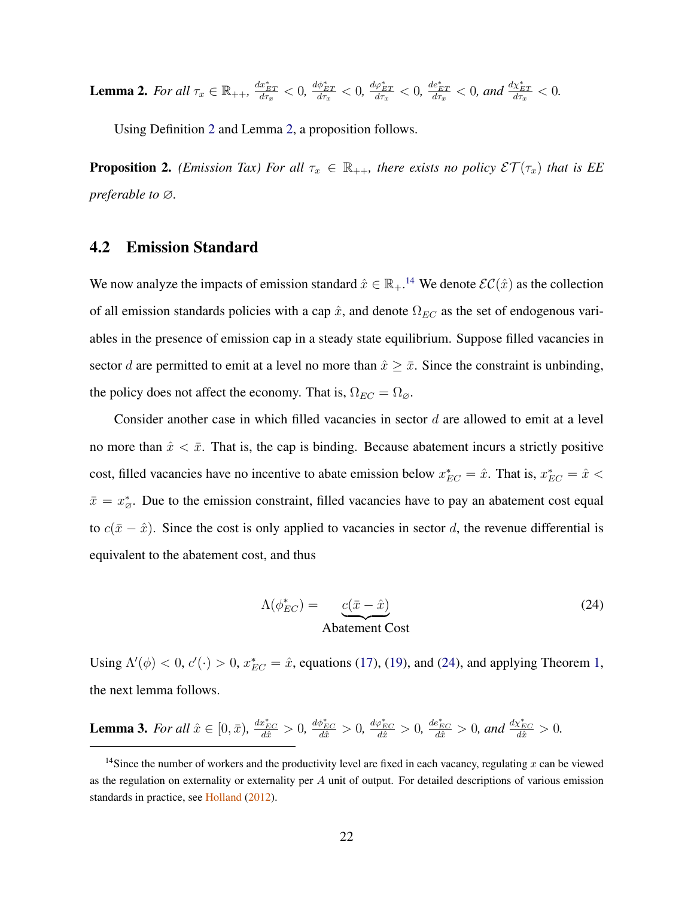**Lemma 2.** *For all $\tau_x \in \mathbb{R}_{++}$, $\frac{dx^*_{ET}}{d\tau_x} < 0$, $\frac{d\phi^*_{ET}}{d\tau_x} < 0$, $\frac{d\varphi^*_{ET}}{d\tau_x} < 0$, $\frac{de^*_{ET}}{d\tau_x} < 0$, and $\frac{d\chi^*_{ET}}{d\tau_x} < 0$.*

Using Definition 2 and Lemma 2, a proposition follows.

**Proposition 2.** *(Emission Tax) For all $\tau_x \in \mathbb{R}_{++}$, there exists no policy $\mathcal{ET}(\tau_x)$ that is EE preferable to $\varnothing$.*

## 4.2 Emission Standard

We now analyze the impacts of emission standard $\hat{x} \in \mathbb{R}_+$.[14] We denote $\mathcal{EC}(\hat{x})$ as the collection of all emission standards policies with a cap $\hat{x}$, and denote $\Omega_{EC}$ as the set of endogenous variables in the presence of emission cap in a steady state equilibrium. Suppose filled vacancies in sector $d$ are permitted to emit at a level no more than $\hat{x} \geq \bar{x}$. Since the constraint is unbinding, the policy does not affect the economy. That is, $\Omega_{EC} = \Omega_{\varnothing}$.

Consider another case in which filled vacancies in sector $d$ are allowed to emit at a level no more than $\hat{x} < \bar{x}$. That is, the cap is binding. Because abatement incurs a strictly positive cost, filled vacancies have no incentive to abate emission below $x^*_{EC} = \hat{x}$. That is, $x^*_{EC} = \hat{x} < \bar{x} = x^*_{\varnothing}$. Due to the emission constraint, filled vacancies have to pay an abatement cost equal to $c(\bar{x} - \hat{x})$. Since the cost is only applied to vacancies in sector $d$, the revenue differential is equivalent to the abatement cost, and thus

$$\Lambda(\phi^*_{EC}) = \underbrace{c(\bar{x} - \hat{x})}_{\text{Abatement Cost}} \tag{24}$$

Using $\Lambda'(\phi) < 0$, $c'(\cdot) > 0$, $x^*_{EC} = \hat{x}$, equations (17), (19), and (24), and applying Theorem 1, the next lemma follows.

**Lemma 3.** *For all $\hat{x} \in [0, \bar{x})$, $\frac{dx^*_{EC}}{d\hat{x}} > 0$, $\frac{d\phi^*_{EC}}{d\hat{x}} > 0$, $\frac{d\varphi^*_{EC}}{d\hat{x}} > 0$, $\frac{de^*_{EC}}{d\hat{x}} > 0$, and $\frac{d\chi^*_{EC}}{d\hat{x}} > 0$.*

[14] Since the number of workers and the productivity level are fixed in each vacancy, regulating $x$ can be viewed as the regulation on externality or externality per $A$ unit of output. For detailed descriptions of various emission standards in practice, see Holland (2012).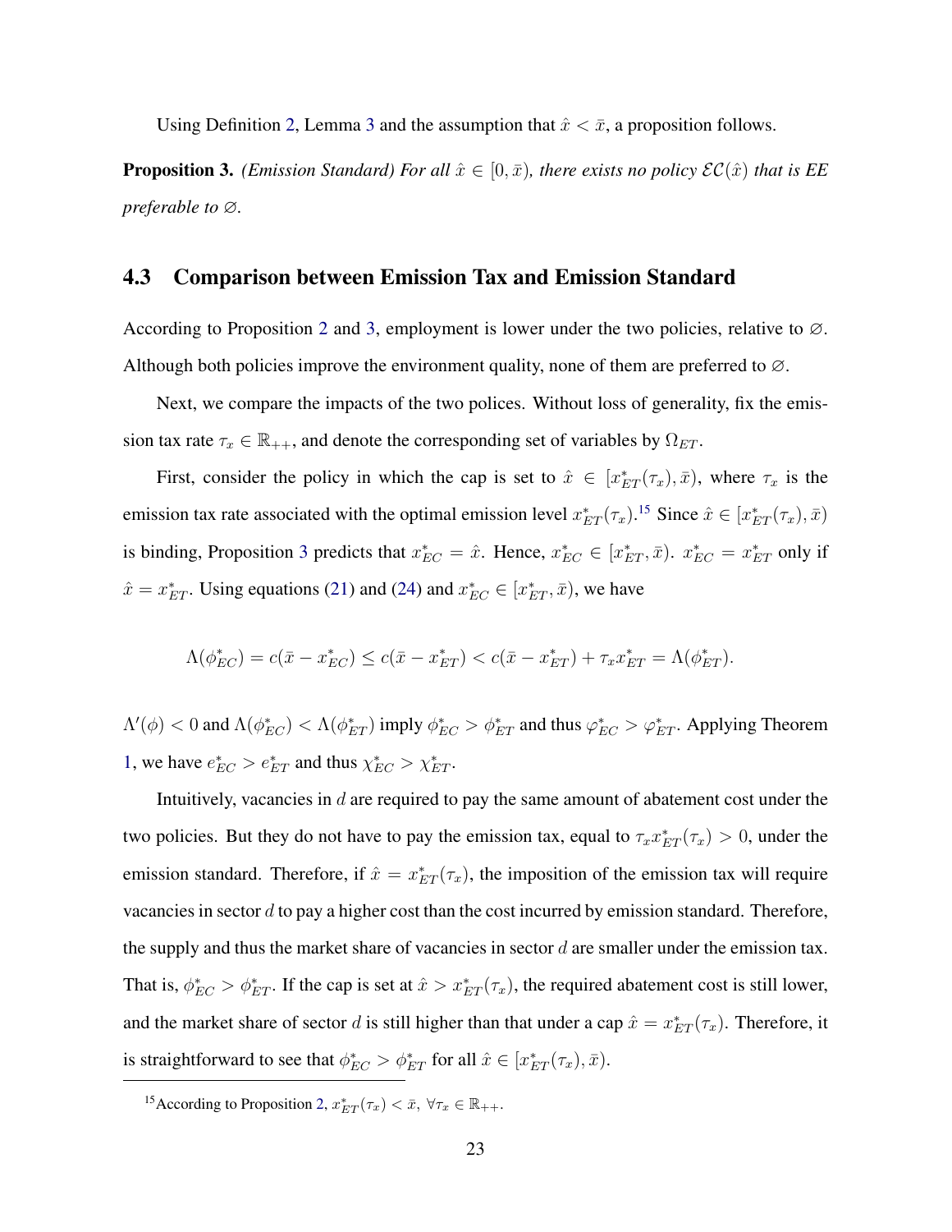Using Definition 2, Lemma 3 and the assumption that $\hat{x} < \bar{x}$, a proposition follows.

**Proposition 3.** *(Emission Standard) For all $\hat{x} \in [0, \bar{x})$, there exists no policy $\mathcal{EC}(\hat{x})$ that is EE preferable to $\varnothing$.*

### 4.3 Comparison between Emission Tax and Emission Standard

According to Proposition 2 and 3, employment is lower under the two policies, relative to $\varnothing$. Although both policies improve the environment quality, none of them are preferred to $\varnothing$.

Next, we compare the impacts of the two polices. Without loss of generality, fix the emission tax rate $\tau_x \in \mathbb{R}_{++}$, and denote the corresponding set of variables by $\Omega_{ET}$.

First, consider the policy in which the cap is set to $\hat{x} \in [x^*_{ET}(\tau_x), \bar{x})$, where $\tau_x$ is the emission tax rate associated with the optimal emission level $x^*_{ET}(\tau_x)$.[15] Since $\hat{x} \in [x^*_{ET}(\tau_x), \bar{x})$ is binding, Proposition 3 predicts that $x^*_{EC} = \hat{x}$. Hence, $x^*_{EC} \in [x^*_{ET}, \bar{x})$. $x^*_{EC} = x^*_{ET}$ only if $\hat{x} = x^*_{ET}$. Using equations (21) and (24) and $x^*_{EC} \in [x^*_{ET}, \bar{x})$, we have

$$\Lambda(\phi^*_{EC}) = c(\bar{x} - x^*_{EC}) \leq c(\bar{x} - x^*_{ET}) < c(\bar{x} - x^*_{ET}) + \tau_x x^*_{ET} = \Lambda(\phi^*_{ET}).$$

$\Lambda'(\phi) < 0$ and $\Lambda(\phi^*_{EC}) < \Lambda(\phi^*_{ET})$ imply $\phi^*_{EC} > \phi^*_{ET}$ and thus $\varphi^*_{EC} > \varphi^*_{ET}$. Applying Theorem 1, we have $e^*_{EC} > e^*_{ET}$ and thus $\chi^*_{EC} > \chi^*_{ET}$.

Intuitively, vacancies in $d$ are required to pay the same amount of abatement cost under the two policies. But they do not have to pay the emission tax, equal to $\tau_x x^*_{ET}(\tau_x) > 0$, under the emission standard. Therefore, if $\hat{x} = x^*_{ET}(\tau_x)$, the imposition of the emission tax will require vacancies in sector $d$ to pay a higher cost than the cost incurred by emission standard. Therefore, the supply and thus the market share of vacancies in sector $d$ are smaller under the emission tax. That is, $\phi^*_{EC} > \phi^*_{ET}$. If the cap is set at $\hat{x} > x^*_{ET}(\tau_x)$, the required abatement cost is still lower, and the market share of sector $d$ is still higher than that under a cap $\hat{x} = x^*_{ET}(\tau_x)$. Therefore, it is straightforward to see that $\phi^*_{EC} > \phi^*_{ET}$ for all $\hat{x} \in [x^*_{ET}(\tau_x), \bar{x})$.

[15] According to Proposition 2, $x^*_{ET}(\tau_x) < \bar{x}$, $\forall \tau_x \in \mathbb{R}_{++}$.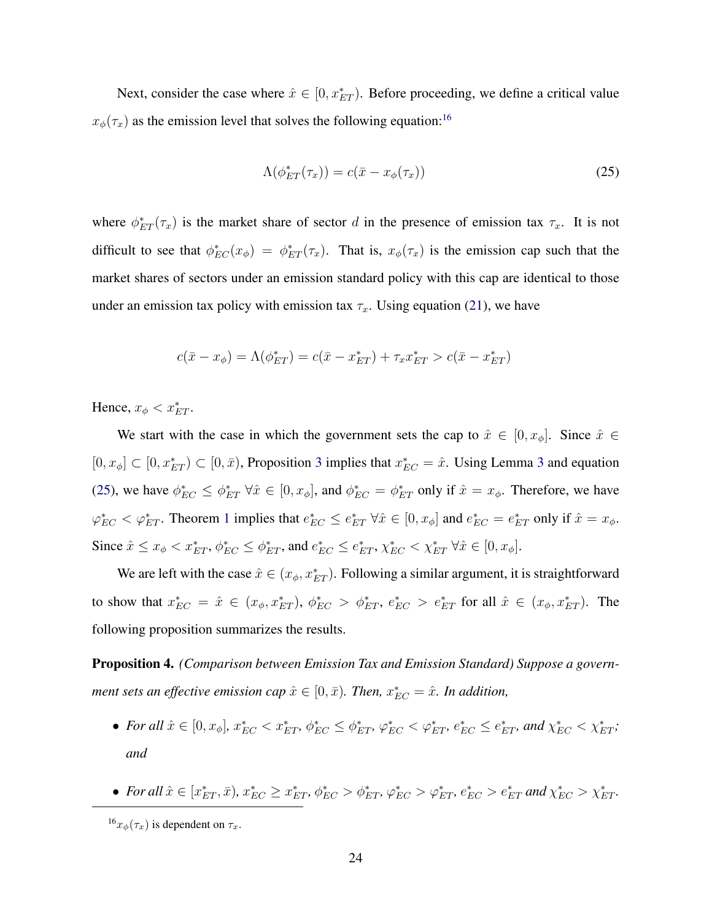Next, consider the case where $\hat{x} \in [0, x^*_{ET})$. Before proceeding, we define a critical value $x_\phi(\tau_x)$ as the emission level that solves the following equation:[16]

$$\Lambda(\phi^*_{ET}(\tau_x)) = c(\bar{x} - x_\phi(\tau_x)) \tag{25}$$

where $\phi^*_{ET}(\tau_x)$ is the market share of sector $d$ in the presence of emission tax $\tau_x$. It is not difficult to see that $\phi^*_{EC}(x_\phi) = \phi^*_{ET}(\tau_x)$. That is, $x_\phi(\tau_x)$ is the emission cap such that the market shares of sectors under an emission standard policy with this cap are identical to those under an emission tax policy with emission tax $\tau_x$. Using equation (21), we have

$$c(\bar{x} - x_\phi) = \Lambda(\phi^*_{ET}) = c(\bar{x} - x^*_{ET}) + \tau_x x^*_{ET} > c(\bar{x} - x^*_{ET})$$

Hence, $x_\phi < x^*_{ET}$.

We start with the case in which the government sets the cap to $\hat{x} \in [0, x_\phi]$. Since $\hat{x} \in [0, x_\phi] \subset [0, x^*_{ET}) \subset [0, \bar{x})$, Proposition 3 implies that $x^*_{EC} = \hat{x}$. Using Lemma 3 and equation (25), we have $\phi^*_{EC} \leq \phi^*_{ET}$ $\forall \hat{x} \in [0, x_\phi]$, and $\phi^*_{EC} = \phi^*_{ET}$ only if $\hat{x} = x_\phi$. Therefore, we have $\varphi^*_{EC} < \varphi^*_{ET}$. Theorem 1 implies that $e^*_{EC} \leq e^*_{ET}$ $\forall \hat{x} \in [0, x_\phi]$ and $e^*_{EC} = e^*_{ET}$ only if $\hat{x} = x_\phi$. Since $\hat{x} \leq x_\phi < x^*_{ET}$, $\phi^*_{EC} \leq \phi^*_{ET}$, and $e^*_{EC} \leq e^*_{ET}$, $\chi^*_{EC} < \chi^*_{ET}$ $\forall \hat{x} \in [0, x_\phi]$.

We are left with the case $\hat{x} \in (x_\phi, x^*_{ET})$. Following a similar argument, it is straightforward to show that $x^*_{EC} = \hat{x} \in (x_\phi, x^*_{ET})$, $\phi^*_{EC} > \phi^*_{ET}$, $e^*_{EC} > e^*_{ET}$ for all $\hat{x} \in (x_\phi, x^*_{ET})$. The following proposition summarizes the results.

**Proposition 4.** *(Comparison between Emission Tax and Emission Standard) Suppose a government sets an effective emission cap $\hat{x} \in [0, \bar{x})$. Then, $x^*_{EC} = \hat{x}$. In addition,*

- *For all $\hat{x} \in [0, x_\phi]$, $x^*_{EC} < x^*_{ET}$, $\phi^*_{EC} \leq \phi^*_{ET}$, $\varphi^*_{EC} < \varphi^*_{ET}$, $e^*_{EC} \leq e^*_{ET}$, and $\chi^*_{EC} < \chi^*_{ET}$; and*
- *For all $\hat{x} \in [x^*_{ET}, \bar{x})$, $x^*_{EC} \geq x^*_{ET}$, $\phi^*_{EC} > \phi^*_{ET}$, $\varphi^*_{EC} > \varphi^*_{ET}$, $e^*_{EC} > e^*_{ET}$ and $\chi^*_{EC} > \chi^*_{ET}$.*

[16] $x_\phi(\tau_x)$ is dependent on $\tau_x$.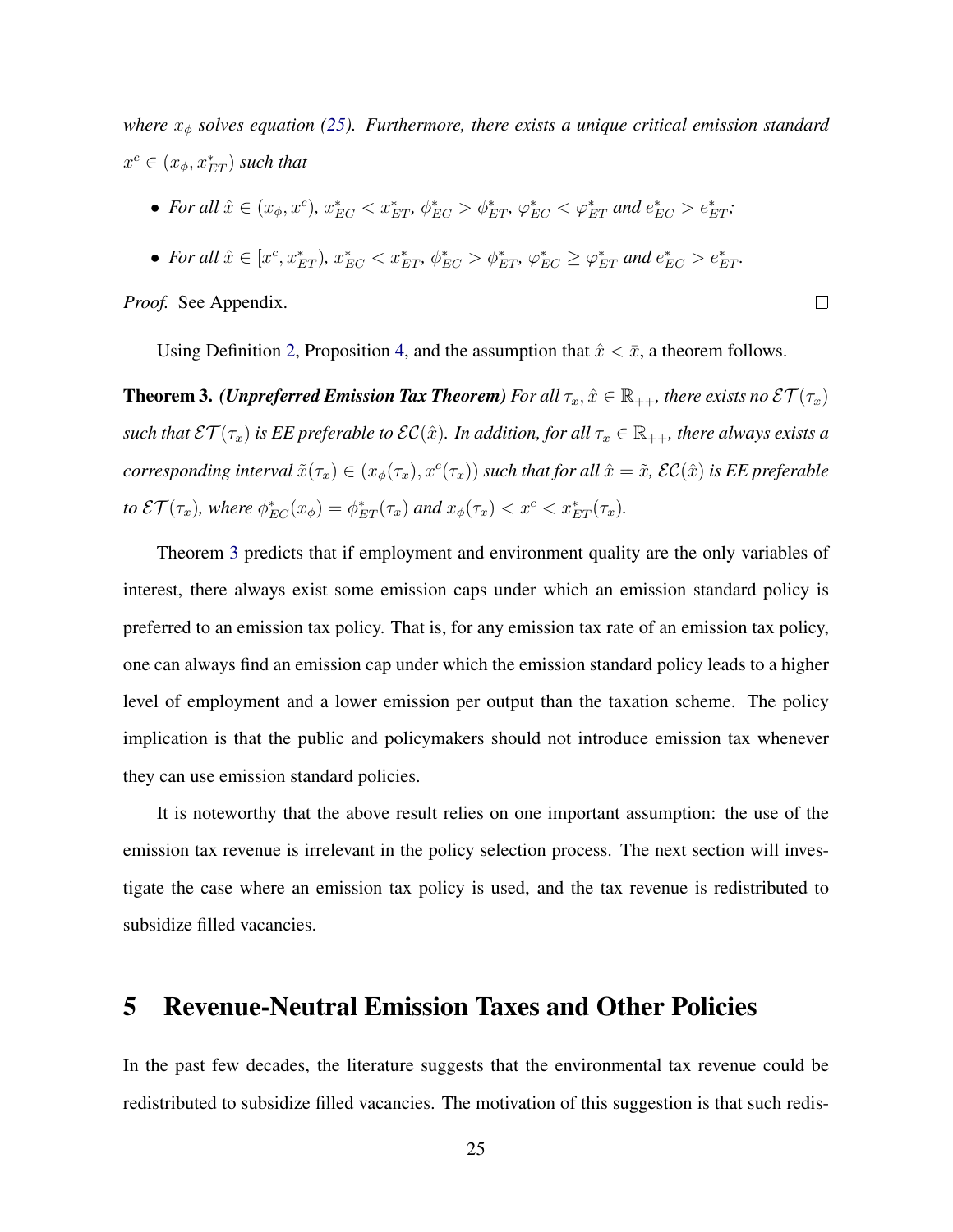*where $x_\phi$ solves equation (25). Furthermore, there exists a unique critical emission standard $x^c \in (x_\phi, x^*_{ET})$ such that*

- *For all $\hat{x} \in (x_\phi, x^c)$, $x^*_{EC} < x^*_{ET}$, $\phi^*_{EC} > \phi^*_{ET}$, $\varphi^*_{EC} < \varphi^*_{ET}$ and $e^*_{EC} > e^*_{ET}$;*
- *For all $\hat{x} \in [x^c, x^*_{ET})$, $x^*_{EC} < x^*_{ET}$, $\phi^*_{EC} > \phi^*_{ET}$, $\varphi^*_{EC} \geq \varphi^*_{ET}$ and $e^*_{EC} > e^*_{ET}$.*

*Proof.* See Appendix. □

Using Definition 2, Proposition 4, and the assumption that $\hat{x} < \bar{x}$, a theorem follows.

**Theorem 3.** ***(Unpreferred Emission Tax Theorem)*** *For all $\tau_x, \hat{x} \in \mathbb{R}_{++}$, there exists no $\mathcal{ET}(\tau_x)$ such that $\mathcal{ET}(\tau_x)$ is EE preferable to $\mathcal{EC}(\hat{x})$. In addition, for all $\tau_x \in \mathbb{R}_{++}$, there always exists a corresponding interval $\tilde{x}(\tau_x) \in (x_\phi(\tau_x), x^c(\tau_x))$ such that for all $\hat{x} = \tilde{x}$, $\mathcal{EC}(\hat{x})$ is EE preferable to $\mathcal{ET}(\tau_x)$, where $\phi^*_{EC}(x_\phi) = \phi^*_{ET}(\tau_x)$ and $x_\phi(\tau_x) < x^c < x^*_{ET}(\tau_x)$.*

Theorem 3 predicts that if employment and environment quality are the only variables of interest, there always exist some emission caps under which an emission standard policy is preferred to an emission tax policy. That is, for any emission tax rate of an emission tax policy, one can always find an emission cap under which the emission standard policy leads to a higher level of employment and a lower emission per output than the taxation scheme. The policy implication is that the public and policymakers should not introduce emission tax whenever they can use emission standard policies.

It is noteworthy that the above result relies on one important assumption: the use of the emission tax revenue is irrelevant in the policy selection process. The next section will investigate the case where an emission tax policy is used, and the tax revenue is redistributed to subsidize filled vacancies.

# 5 Revenue-Neutral Emission Taxes and Other Policies

In the past few decades, the literature suggests that the environmental tax revenue could be redistributed to subsidize filled vacancies. The motivation of this suggestion is that such redis-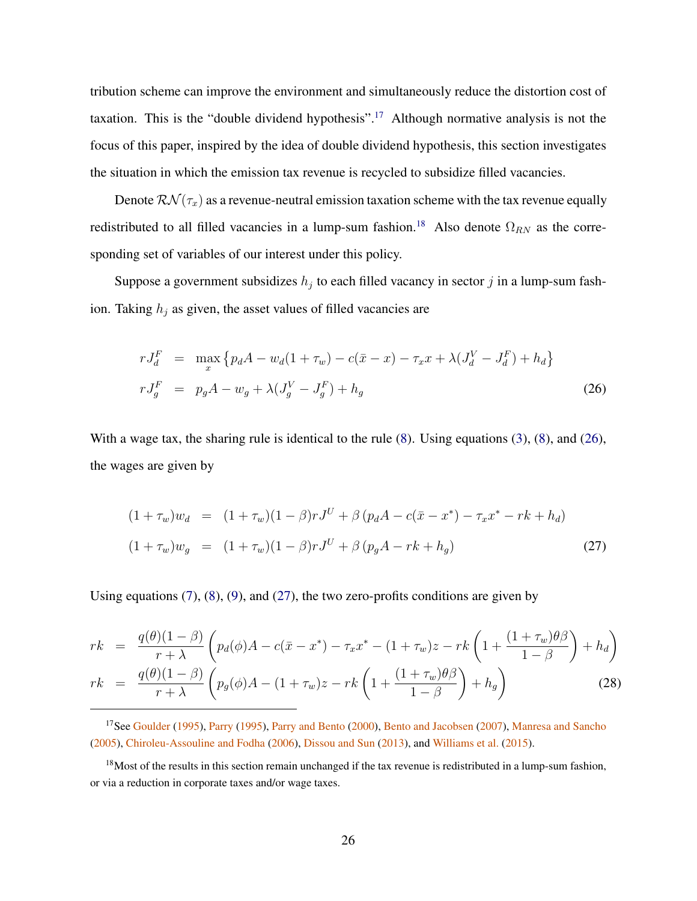tribution scheme can improve the environment and simultaneously reduce the distortion cost of taxation. This is the "double dividend hypothesis".[17] Although normative analysis is not the focus of this paper, inspired by the idea of double dividend hypothesis, this section investigates the situation in which the emission tax revenue is recycled to subsidize filled vacancies.

Denote $\mathcal{RN}(\tau_x)$ as a revenue-neutral emission taxation scheme with the tax revenue equally redistributed to all filled vacancies in a lump-sum fashion.[18] Also denote $\Omega_{RN}$ as the corresponding set of variables of our interest under this policy.

Suppose a government subsidizes $h_j$ to each filled vacancy in sector $j$ in a lump-sum fashion. Taking $h_j$ as given, the asset values of filled vacancies are

$$
\begin{aligned}
rJ_d^F &= \max_x \left\{ p_d A - w_d(1+\tau_w) - c(\bar{x}-x) - \tau_x x + \lambda(J_d^V - J_d^F) + h_d \right\} \\
rJ_g^F &= p_g A - w_g + \lambda(J_g^V - J_g^F) + h_g
\end{aligned} \tag{26}
$$

With a wage tax, the sharing rule is identical to the rule (8). Using equations (3), (8), and (26), the wages are given by

$$
\begin{aligned}
(1+\tau_w)w_d &= (1+\tau_w)(1-\beta)rJ^U + \beta\left(p_d A - c(\bar{x}-x^*) - \tau_x x^* - rk + h_d\right) \\
(1+\tau_w)w_g &= (1+\tau_w)(1-\beta)rJ^U + \beta\left(p_g A - rk + h_g\right)
\end{aligned} \tag{27}
$$

Using equations (7), (8), (9), and (27), the two zero-profits conditions are given by

$$
\begin{aligned}
rk &= \frac{q(\theta)(1-\beta)}{r+\lambda}\left(p_d(\phi)A - c(\bar{x}-x^*) - \tau_x x^* - (1+\tau_w)z - rk\left(1 + \frac{(1+\tau_w)\theta\beta}{1-\beta}\right) + h_d\right) \\
rk &= \frac{q(\theta)(1-\beta)}{r+\lambda}\left(p_g(\phi)A - (1+\tau_w)z - rk\left(1 + \frac{(1+\tau_w)\theta\beta}{1-\beta}\right) + h_g\right)
\end{aligned} \tag{28}
$$

---

[17] See Goulder (1995), Parry (1995), Parry and Bento (2000), Bento and Jacobsen (2007), Manresa and Sancho (2005), Chiroleu-Assouline and Fodha (2006), Dissou and Sun (2013), and Williams et al. (2015).

[18] Most of the results in this section remain unchanged if the tax revenue is redistributed in a lump-sum fashion, or via a reduction in corporate taxes and/or wage taxes.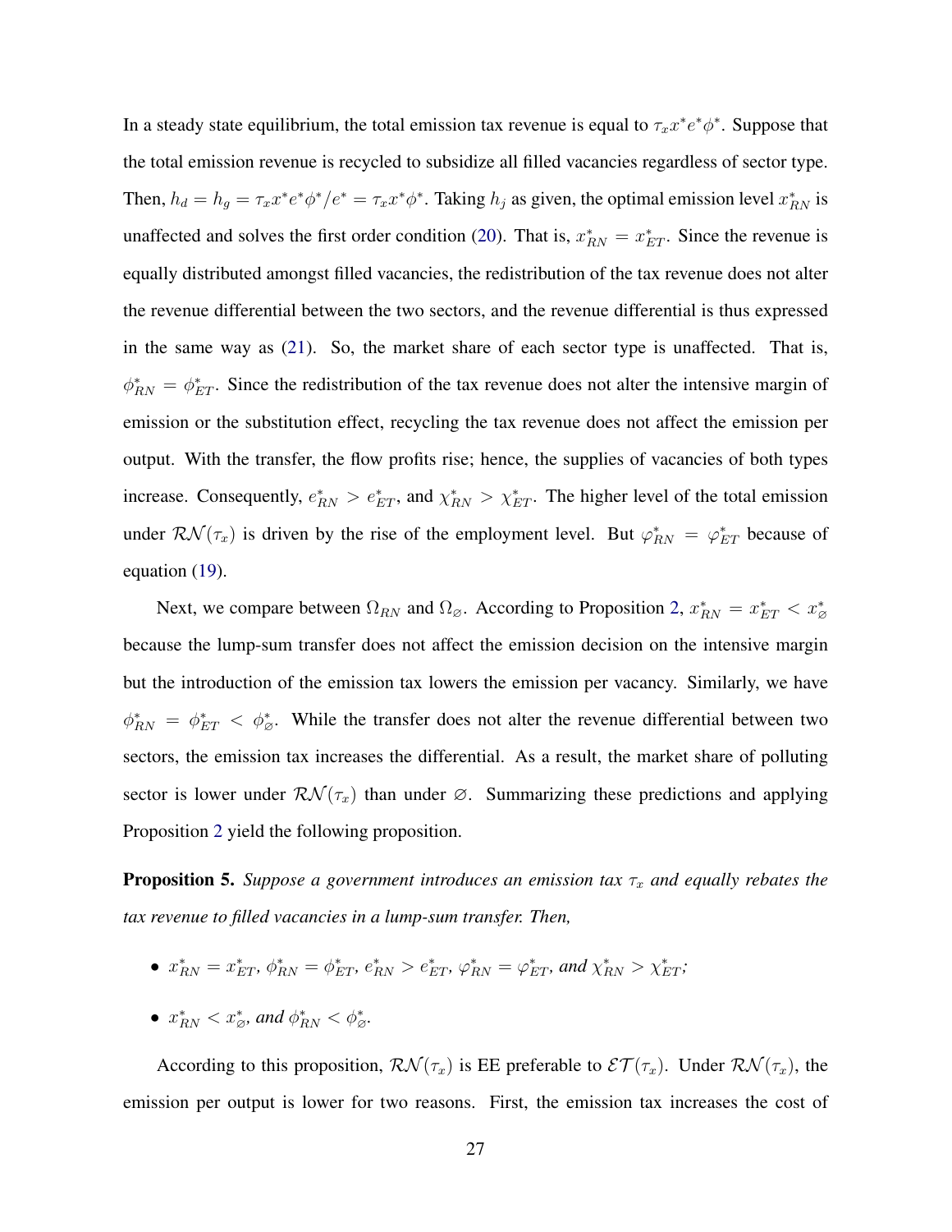In a steady state equilibrium, the total emission tax revenue is equal to $\tau_x x^* e^* \phi^*$. Suppose that the total emission revenue is recycled to subsidize all filled vacancies regardless of sector type. Then, $h_d = h_g = \tau_x x^* e^* \phi^* / e^* = \tau_x x^* \phi^*$. Taking $h_j$ as given, the optimal emission level $x^*_{RN}$ is unaffected and solves the first order condition (20). That is, $x^*_{RN} = x^*_{ET}$. Since the revenue is equally distributed amongst filled vacancies, the redistribution of the tax revenue does not alter the revenue differential between the two sectors, and the revenue differential is thus expressed in the same way as (21). So, the market share of each sector type is unaffected. That is, $\phi^*_{RN} = \phi^*_{ET}$. Since the redistribution of the tax revenue does not alter the intensive margin of emission or the substitution effect, recycling the tax revenue does not affect the emission per output. With the transfer, the flow profits rise; hence, the supplies of vacancies of both types increase. Consequently, $e^*_{RN} > e^*_{ET}$, and $\chi^*_{RN} > \chi^*_{ET}$. The higher level of the total emission under $\mathcal{RN}(\tau_x)$ is driven by the rise of the employment level. But $\varphi^*_{RN} = \varphi^*_{ET}$ because of equation (19).

Next, we compare between $\Omega_{RN}$ and $\Omega_{\varnothing}$. According to Proposition 2, $x^*_{RN} = x^*_{ET} < x^*_{\varnothing}$ because the lump-sum transfer does not affect the emission decision on the intensive margin but the introduction of the emission tax lowers the emission per vacancy. Similarly, we have $\phi^*_{RN} = \phi^*_{ET} < \phi^*_{\varnothing}$. While the transfer does not alter the revenue differential between two sectors, the emission tax increases the differential. As a result, the market share of polluting sector is lower under $\mathcal{RN}(\tau_x)$ than under $\varnothing$. Summarizing these predictions and applying Proposition 2 yield the following proposition.

**Proposition 5.** *Suppose a government introduces an emission tax $\tau_x$ and equally rebates the tax revenue to filled vacancies in a lump-sum transfer. Then,*

- $x^*_{RN} = x^*_{ET}$, $\phi^*_{RN} = \phi^*_{ET}$, $e^*_{RN} > e^*_{ET}$, $\varphi^*_{RN} = \varphi^*_{ET}$, *and* $\chi^*_{RN} > \chi^*_{ET}$*;*
- $x^*_{RN} < x^*_{\varnothing}$, *and* $\phi^*_{RN} < \phi^*_{\varnothing}$.

According to this proposition, $\mathcal{RN}(\tau_x)$ is EE preferable to $\mathcal{ET}(\tau_x)$. Under $\mathcal{RN}(\tau_x)$, the emission per output is lower for two reasons. First, the emission tax increases the cost of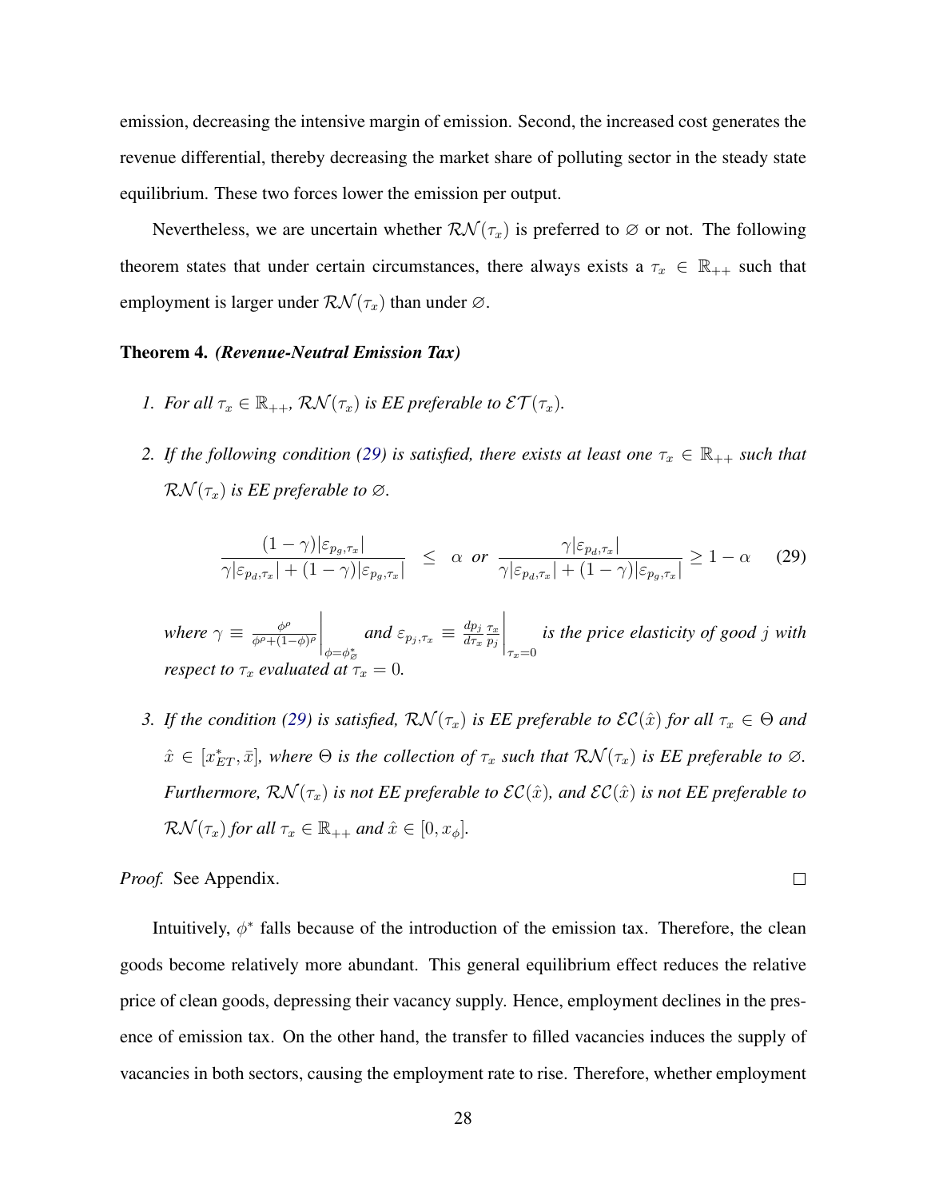emission, decreasing the intensive margin of emission. Second, the increased cost generates the revenue differential, thereby decreasing the market share of polluting sector in the steady state equilibrium. These two forces lower the emission per output.

Nevertheless, we are uncertain whether $\mathcal{RN}(\tau_x)$ is preferred to $\varnothing$ or not. The following theorem states that under certain circumstances, there always exists a $\tau_x \in \mathbb{R}_{++}$ such that employment is larger under $\mathcal{RN}(\tau_x)$ than under $\varnothing$.

**Theorem 4.** ***(Revenue-Neutral Emission Tax)***

1. *For all $\tau_x \in \mathbb{R}_{++}$, $\mathcal{RN}(\tau_x)$ is EE preferable to $\mathcal{ET}(\tau_x)$.*
2. *If the following condition (29) is satisfied, there exists at least one $\tau_x \in \mathbb{R}_{++}$ such that $\mathcal{RN}(\tau_x)$ is EE preferable to $\varnothing$.*

$$\frac{(1-\gamma)|\varepsilon_{p_g,\tau_x}|}{\gamma|\varepsilon_{p_d,\tau_x}| + (1-\gamma)|\varepsilon_{p_g,\tau_x}|} \leq \alpha \ \text{ or } \ \frac{\gamma|\varepsilon_{p_d,\tau_x}|}{\gamma|\varepsilon_{p_d,\tau_x}| + (1-\gamma)|\varepsilon_{p_g,\tau_x}|} \geq 1-\alpha \tag{29}$$

   *where $\gamma \equiv \left.\frac{\phi^\rho}{\phi^\rho + (1-\phi)^\rho}\right|_{\phi=\phi^*_\varnothing}$ and $\varepsilon_{p_j,\tau_x} \equiv \left.\frac{dp_j}{d\tau_x}\frac{\tau_x}{p_j}\right|_{\tau_x=0}$ is the price elasticity of good $j$ with respect to $\tau_x$ evaluated at $\tau_x = 0$.*

3. *If the condition (29) is satisfied, $\mathcal{RN}(\tau_x)$ is EE preferable to $\mathcal{EC}(\hat{x})$ for all $\tau_x \in \Theta$ and $\hat{x} \in [x^*_{ET}, \bar{x}]$, where $\Theta$ is the collection of $\tau_x$ such that $\mathcal{RN}(\tau_x)$ is EE preferable to $\varnothing$. Furthermore, $\mathcal{RN}(\tau_x)$ is not EE preferable to $\mathcal{EC}(\hat{x})$, and $\mathcal{EC}(\hat{x})$ is not EE preferable to $\mathcal{RN}(\tau_x)$ for all $\tau_x \in \mathbb{R}_{++}$ and $\hat{x} \in [0, x_\phi]$.*

*Proof.* See Appendix. □

Intuitively, $\phi^*$ falls because of the introduction of the emission tax. Therefore, the clean goods become relatively more abundant. This general equilibrium effect reduces the relative price of clean goods, depressing their vacancy supply. Hence, employment declines in the presence of emission tax. On the other hand, the transfer to filled vacancies induces the supply of vacancies in both sectors, causing the employment rate to rise. Therefore, whether employment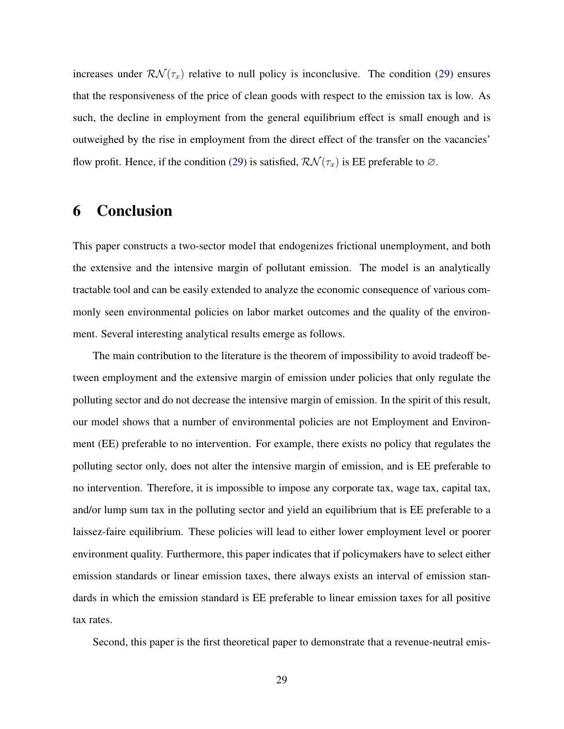increases under $\mathcal{RN}(\tau_x)$ relative to null policy is inconclusive. The condition (29) ensures that the responsiveness of the price of clean goods with respect to the emission tax is low. As such, the decline in employment from the general equilibrium effect is small enough and is outweighed by the rise in employment from the direct effect of the transfer on the vacancies' flow profit. Hence, if the condition (29) is satisfied, $\mathcal{RN}(\tau_x)$ is EE preferable to $\varnothing$.

# 6 Conclusion

This paper constructs a two-sector model that endogenizes frictional unemployment, and both the extensive and the intensive margin of pollutant emission. The model is an analytically tractable tool and can be easily extended to analyze the economic consequence of various commonly seen environmental policies on labor market outcomes and the quality of the environment. Several interesting analytical results emerge as follows.

The main contribution to the literature is the theorem of impossibility to avoid tradeoff between employment and the extensive margin of emission under policies that only regulate the polluting sector and do not decrease the intensive margin of emission. In the spirit of this result, our model shows that a number of environmental policies are not Employment and Environment (EE) preferable to no intervention. For example, there exists no policy that regulates the polluting sector only, does not alter the intensive margin of emission, and is EE preferable to no intervention. Therefore, it is impossible to impose any corporate tax, wage tax, capital tax, and/or lump sum tax in the polluting sector and yield an equilibrium that is EE preferable to a laissez-faire equilibrium. These policies will lead to either lower employment level or poorer environment quality. Furthermore, this paper indicates that if policymakers have to select either emission standards or linear emission taxes, there always exists an interval of emission standards in which the emission standard is EE preferable to linear emission taxes for all positive tax rates.

Second, this paper is the first theoretical paper to demonstrate that a revenue-neutral emis-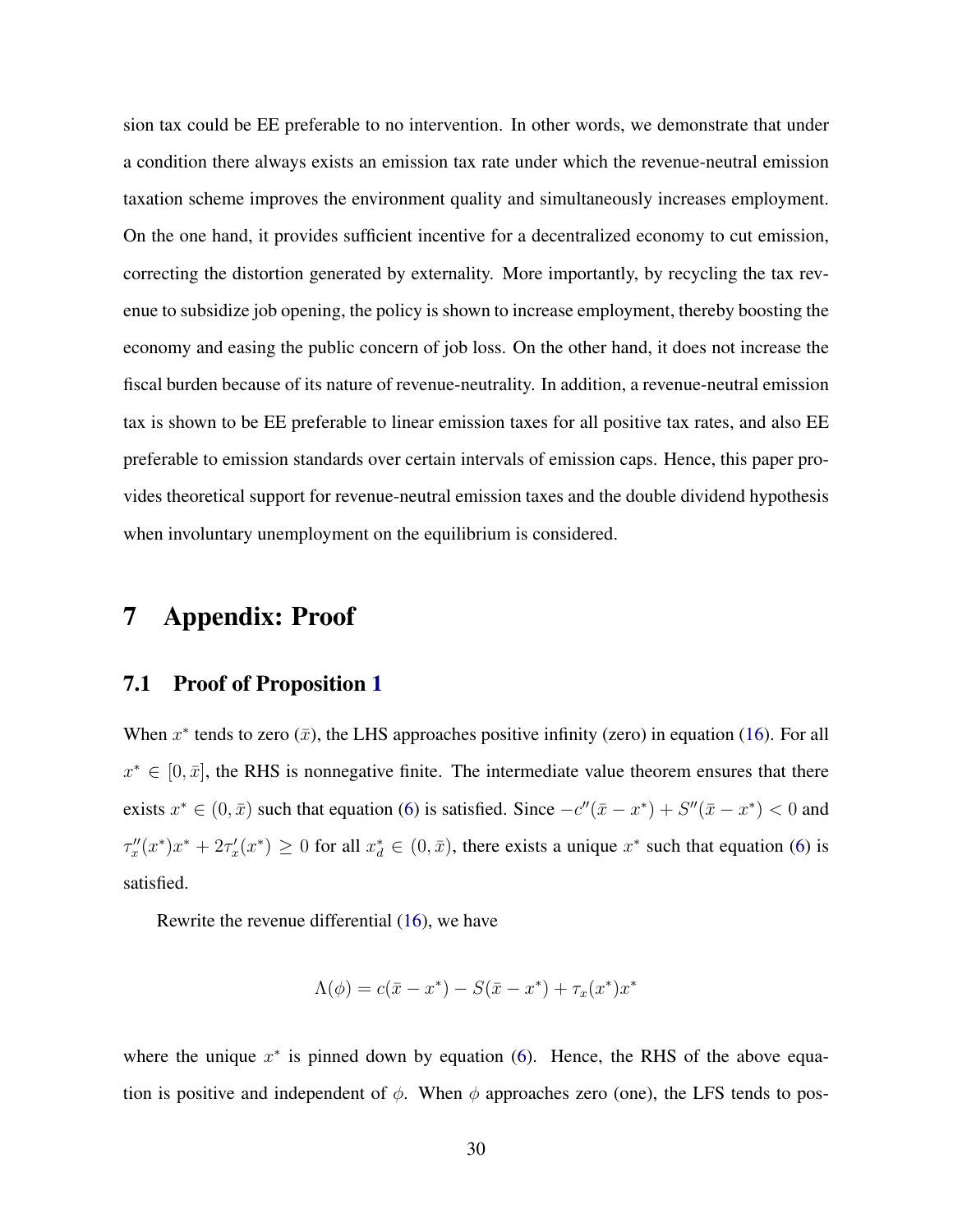sion tax could be EE preferable to no intervention. In other words, we demonstrate that under a condition there always exists an emission tax rate under which the revenue-neutral emission taxation scheme improves the environment quality and simultaneously increases employment. On the one hand, it provides sufficient incentive for a decentralized economy to cut emission, correcting the distortion generated by externality. More importantly, by recycling the tax revenue to subsidize job opening, the policy is shown to increase employment, thereby boosting the economy and easing the public concern of job loss. On the other hand, it does not increase the fiscal burden because of its nature of revenue-neutrality. In addition, a revenue-neutral emission tax is shown to be EE preferable to linear emission taxes for all positive tax rates, and also EE preferable to emission standards over certain intervals of emission caps. Hence, this paper provides theoretical support for revenue-neutral emission taxes and the double dividend hypothesis when involuntary unemployment on the equilibrium is considered.

# 7 Appendix: Proof

## 7.1 Proof of Proposition 1

When $x^*$ tends to zero ($\bar{x}$), the LHS approaches positive infinity (zero) in equation (16). For all $x^* \in [0, \bar{x}]$, the RHS is nonnegative finite. The intermediate value theorem ensures that there exists $x^* \in (0, \bar{x})$ such that equation (6) is satisfied. Since $-c''(\bar{x} - x^*) + S''(\bar{x} - x^*) < 0$ and $\tau_x''(x^*)x^* + 2\tau_x'(x^*) \geq 0$ for all $x_d^* \in (0, \bar{x})$, there exists a unique $x^*$ such that equation (6) is satisfied.

Rewrite the revenue differential (16), we have

$$\Lambda(\phi) = c(\bar{x} - x^*) - S(\bar{x} - x^*) + \tau_x(x^*)x^*$$

where the unique $x^*$ is pinned down by equation (6). Hence, the RHS of the above equation is positive and independent of $\phi$. When $\phi$ approaches zero (one), the LFS tends to pos-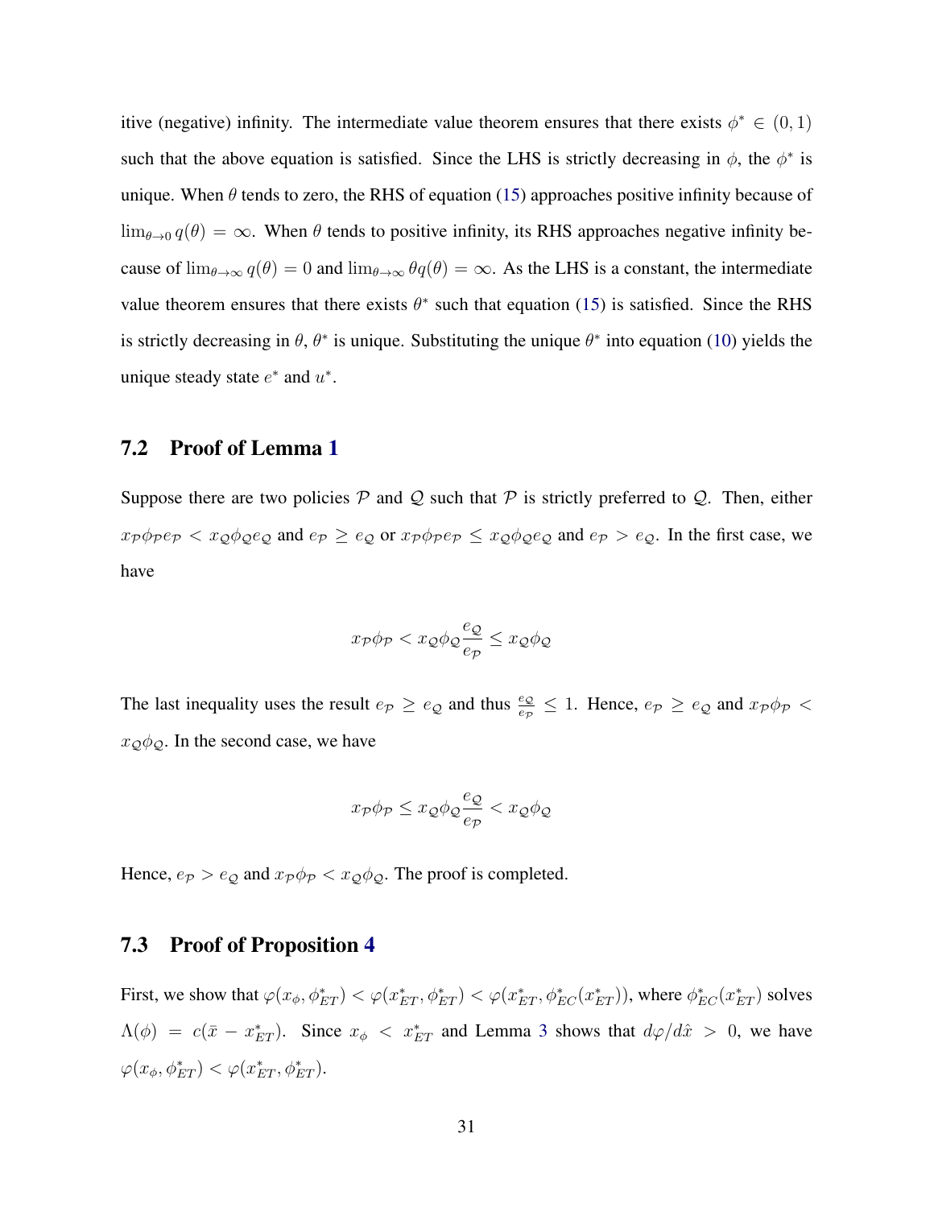itive (negative) infinity. The intermediate value theorem ensures that there exists $\phi^* \in (0,1)$ such that the above equation is satisfied. Since the LHS is strictly decreasing in $\phi$, the $\phi^*$ is unique. When $\theta$ tends to zero, the RHS of equation (15) approaches positive infinity because of $\lim_{\theta \to 0} q(\theta) = \infty$. When $\theta$ tends to positive infinity, its RHS approaches negative infinity because of $\lim_{\theta \to \infty} q(\theta) = 0$ and $\lim_{\theta \to \infty} \theta q(\theta) = \infty$. As the LHS is a constant, the intermediate value theorem ensures that there exists $\theta^*$ such that equation (15) is satisfied. Since the RHS is strictly decreasing in $\theta$, $\theta^*$ is unique. Substituting the unique $\theta^*$ into equation (10) yields the unique steady state $e^*$ and $u^*$.

### 7.2 Proof of Lemma 1

Suppose there are two policies $\mathcal{P}$ and $\mathcal{Q}$ such that $\mathcal{P}$ is strictly preferred to $\mathcal{Q}$. Then, either $x_{\mathcal{P}}\phi_{\mathcal{P}}e_{\mathcal{P}} < x_{\mathcal{Q}}\phi_{\mathcal{Q}}e_{\mathcal{Q}}$ and $e_{\mathcal{P}} \geq e_{\mathcal{Q}}$ or $x_{\mathcal{P}}\phi_{\mathcal{P}}e_{\mathcal{P}} \leq x_{\mathcal{Q}}\phi_{\mathcal{Q}}e_{\mathcal{Q}}$ and $e_{\mathcal{P}} > e_{\mathcal{Q}}$. In the first case, we have

$$x_{\mathcal{P}}\phi_{\mathcal{P}} < x_{\mathcal{Q}}\phi_{\mathcal{Q}}\frac{e_{\mathcal{Q}}}{e_{\mathcal{P}}} \leq x_{\mathcal{Q}}\phi_{\mathcal{Q}}$$

The last inequality uses the result $e_{\mathcal{P}} \geq e_{\mathcal{Q}}$ and thus $\frac{e_{\mathcal{Q}}}{e_{\mathcal{P}}} \leq 1$. Hence, $e_{\mathcal{P}} \geq e_{\mathcal{Q}}$ and $x_{\mathcal{P}}\phi_{\mathcal{P}} < x_{\mathcal{Q}}\phi_{\mathcal{Q}}$. In the second case, we have

$$x_{\mathcal{P}}\phi_{\mathcal{P}} \leq x_{\mathcal{Q}}\phi_{\mathcal{Q}}\frac{e_{\mathcal{Q}}}{e_{\mathcal{P}}} < x_{\mathcal{Q}}\phi_{\mathcal{Q}}$$

Hence, $e_{\mathcal{P}} > e_{\mathcal{Q}}$ and $x_{\mathcal{P}}\phi_{\mathcal{P}} < x_{\mathcal{Q}}\phi_{\mathcal{Q}}$. The proof is completed.

### 7.3 Proof of Proposition 4

First, we show that $\varphi(x_\phi, \phi^*_{ET}) < \varphi(x^*_{ET}, \phi^*_{ET}) < \varphi(x^*_{ET}, \phi^*_{EC}(x^*_{ET}))$, where $\phi^*_{EC}(x^*_{ET})$ solves $\Lambda(\phi) = c(\bar{x} - x^*_{ET})$. Since $x_\phi < x^*_{ET}$ and Lemma 3 shows that $d\varphi/d\hat{x} > 0$, we have $\varphi(x_\phi, \phi^*_{ET}) < \varphi(x^*_{ET}, \phi^*_{ET})$.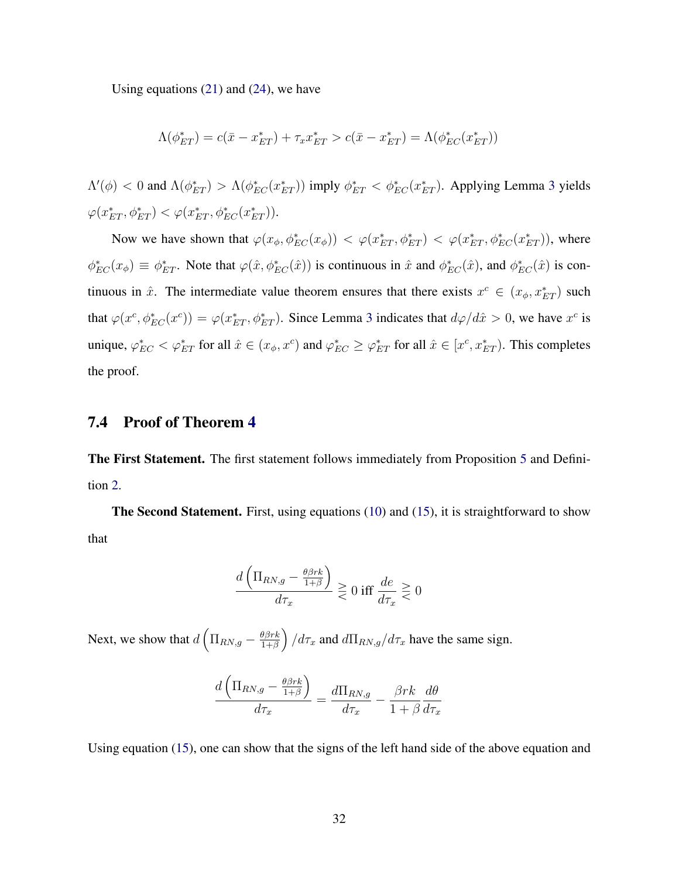Using equations (21) and (24), we have

$$\Lambda(\phi^*_{ET}) = c(\bar{x} - x^*_{ET}) + \tau_x x^*_{ET} > c(\bar{x} - x^*_{ET}) = \Lambda(\phi^*_{EC}(x^*_{ET}))$$

$\Lambda'(\phi) < 0$ and $\Lambda(\phi^*_{ET}) > \Lambda(\phi^*_{EC}(x^*_{ET}))$ imply $\phi^*_{ET} < \phi^*_{EC}(x^*_{ET})$. Applying Lemma 3 yields $\varphi(x^*_{ET}, \phi^*_{ET}) < \varphi(x^*_{ET}, \phi^*_{EC}(x^*_{ET}))$.

Now we have shown that $\varphi(x_\phi, \phi^*_{EC}(x_\phi)) < \varphi(x^*_{ET}, \phi^*_{ET}) < \varphi(x^*_{ET}, \phi^*_{EC}(x^*_{ET}))$, where $\phi^*_{EC}(x_\phi) \equiv \phi^*_{ET}$. Note that $\varphi(\hat{x}, \phi^*_{EC}(\hat{x}))$ is continuous in $\hat{x}$ and $\phi^*_{EC}(\hat{x})$, and $\phi^*_{EC}(\hat{x})$ is continuous in $\hat{x}$. The intermediate value theorem ensures that there exists $x^c \in (x_\phi, x^*_{ET})$ such that $\varphi(x^c, \phi^*_{EC}(x^c)) = \varphi(x^*_{ET}, \phi^*_{ET})$. Since Lemma 3 indicates that $d\varphi/d\hat{x} > 0$, we have $x^c$ is unique, $\varphi^*_{EC} < \varphi^*_{ET}$ for all $\hat{x} \in (x_\phi, x^c)$ and $\varphi^*_{EC} \geq \varphi^*_{ET}$ for all $\hat{x} \in [x^c, x^*_{ET})$. This completes the proof.

## 7.4 Proof of Theorem 4

**The First Statement.** The first statement follows immediately from Proposition 5 and Definition 2.

**The Second Statement.** First, using equations (10) and (15), it is straightforward to show that

$$\frac{d\left(\Pi_{RN,g} - \frac{\theta\beta rk}{1+\beta}\right)}{d\tau_x} \gtreqless 0 \text{ iff } \frac{de}{d\tau_x} \gtreqless 0$$

Next, we show that $d\left(\Pi_{RN,g} - \frac{\theta\beta rk}{1+\beta}\right)/d\tau_x$ and $d\Pi_{RN,g}/d\tau_x$ have the same sign.

$$\frac{d\left(\Pi_{RN,g} - \frac{\theta\beta rk}{1+\beta}\right)}{d\tau_x} = \frac{d\Pi_{RN,g}}{d\tau_x} - \frac{\beta rk}{1+\beta}\frac{d\theta}{d\tau_x}$$

Using equation (15), one can show that the signs of the left hand side of the above equation and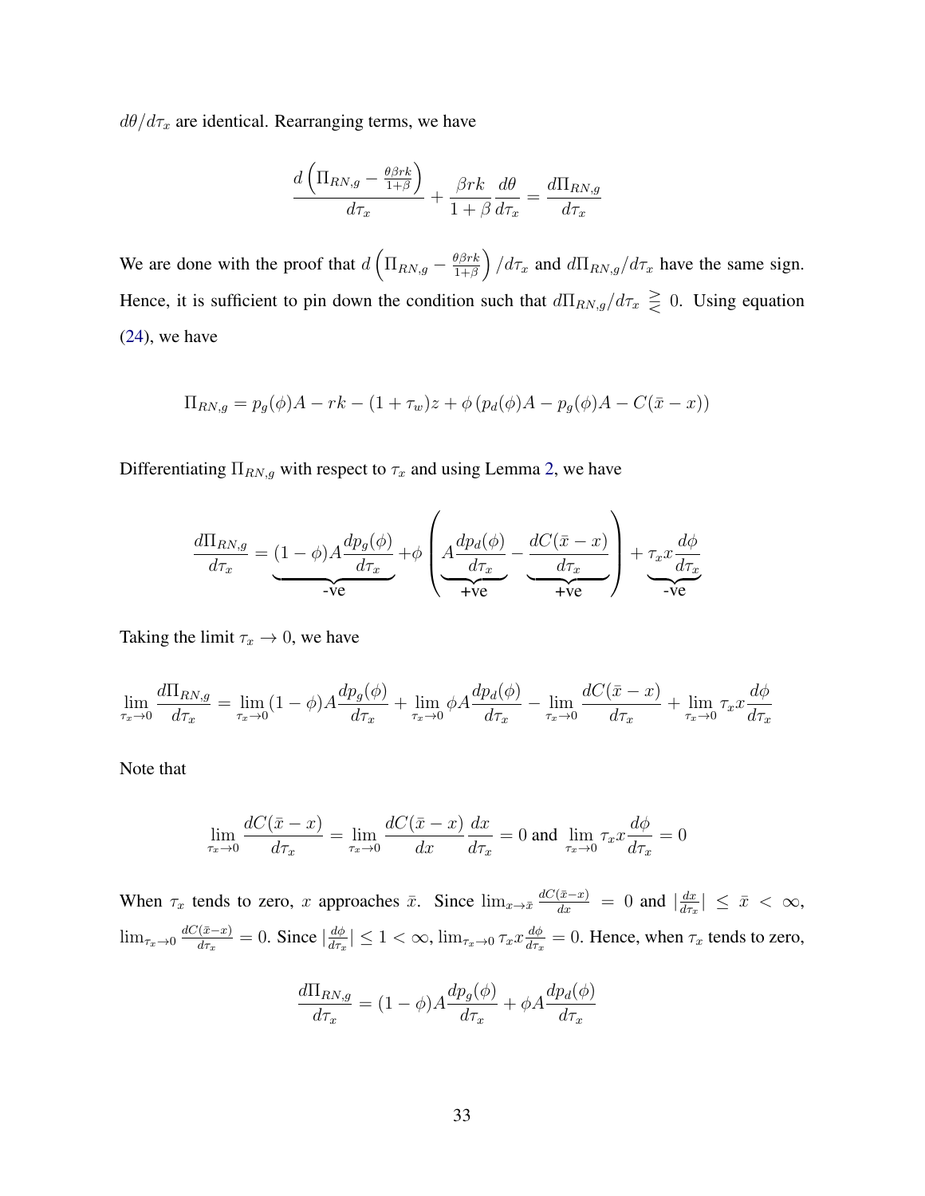$d\theta/d\tau_x$ are identical. Rearranging terms, we have

$$\frac{d\left(\Pi_{RN,g} - \frac{\theta\beta rk}{1+\beta}\right)}{d\tau_x} + \frac{\beta rk}{1+\beta}\frac{d\theta}{d\tau_x} = \frac{d\Pi_{RN,g}}{d\tau_x}$$

We are done with the proof that $d\left(\Pi_{RN,g} - \frac{\theta\beta rk}{1+\beta}\right)/d\tau_x$ and $d\Pi_{RN,g}/d\tau_x$ have the same sign. Hence, it is sufficient to pin down the condition such that $d\Pi_{RN,g}/d\tau_x \gtreqless 0$. Using equation (24), we have

$$\Pi_{RN,g} = p_g(\phi)A - rk - (1+\tau_w)z + \phi\left(p_d(\phi)A - p_g(\phi)A - C(\bar{x}-x)\right)$$

Differentiating $\Pi_{RN,g}$ with respect to $\tau_x$ and using Lemma 2, we have

$$\frac{d\Pi_{RN,g}}{d\tau_x} = \underbrace{(1-\phi)A\frac{dp_g(\phi)}{d\tau_x}}_{\text{-ve}} + \phi\left(\underbrace{A\frac{dp_d(\phi)}{d\tau_x}}_{\text{+ve}} - \underbrace{\frac{dC(\bar{x}-x)}{d\tau_x}}_{\text{+ve}}\right) + \underbrace{\tau_x x\frac{d\phi}{d\tau_x}}_{\text{-ve}}$$

Taking the limit $\tau_x \to 0$, we have

$$\lim_{\tau_x\to 0}\frac{d\Pi_{RN,g}}{d\tau_x} = \lim_{\tau_x\to 0}(1-\phi)A\frac{dp_g(\phi)}{d\tau_x} + \lim_{\tau_x\to 0}\phi A\frac{dp_d(\phi)}{d\tau_x} - \lim_{\tau_x\to 0}\frac{dC(\bar{x}-x)}{d\tau_x} + \lim_{\tau_x\to 0}\tau_x x\frac{d\phi}{d\tau_x}$$

Note that

$$\lim_{\tau_x\to 0}\frac{dC(\bar{x}-x)}{d\tau_x} = \lim_{\tau_x\to 0}\frac{dC(\bar{x}-x)}{dx}\frac{dx}{d\tau_x} = 0 \text{ and } \lim_{\tau_x\to 0}\tau_x x\frac{d\phi}{d\tau_x} = 0$$

When $\tau_x$ tends to zero, $x$ approaches $\bar{x}$. Since $\lim_{x\to\bar{x}}\frac{dC(\bar{x}-x)}{dx} = 0$ and $|\frac{dx}{d\tau_x}| \leq \bar{x} < \infty$, $\lim_{\tau_x\to 0}\frac{dC(\bar{x}-x)}{d\tau_x} = 0$. Since $|\frac{d\phi}{d\tau_x}| \leq 1 < \infty$, $\lim_{\tau_x\to 0}\tau_x x\frac{d\phi}{d\tau_x} = 0$. Hence, when $\tau_x$ tends to zero,

$$\frac{d\Pi_{RN,g}}{d\tau_x} = (1-\phi)A\frac{dp_g(\phi)}{d\tau_x} + \phi A\frac{dp_d(\phi)}{d\tau_x}$$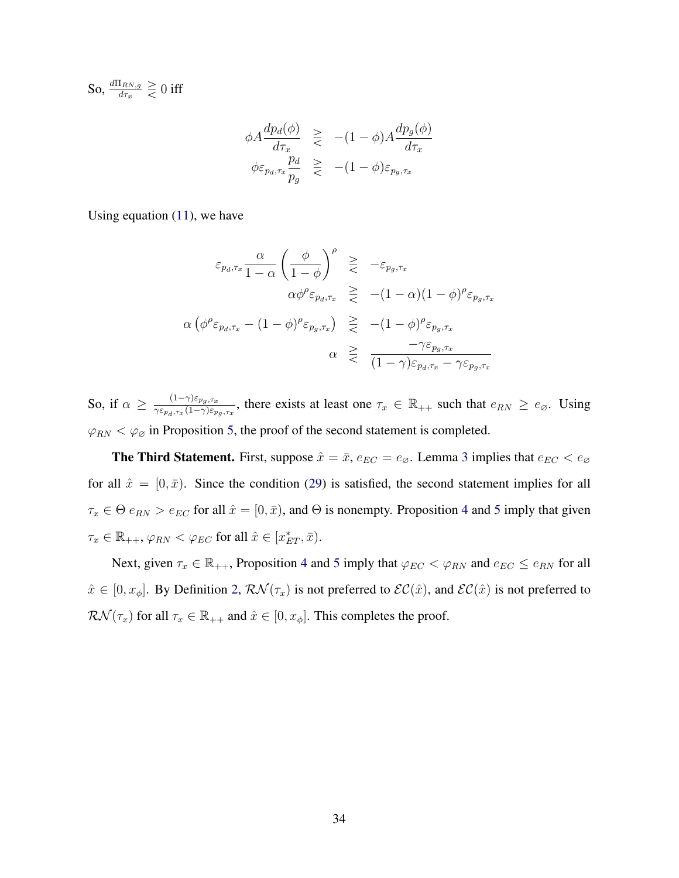So, $\frac{d\Pi_{RN,g}}{d\tau_x} \gtreqless 0$ iff

$$
\begin{aligned}
\phi A \frac{dp_d(\phi)}{d\tau_x} &\gtreqless -(1-\phi)A\frac{dp_g(\phi)}{d\tau_x} \\
\phi \varepsilon_{p_d,\tau_x} \frac{p_d}{p_g} &\gtreqless -(1-\phi)\varepsilon_{p_g,\tau_x}
\end{aligned}
$$

Using equation (11), we have

$$
\begin{aligned}
\varepsilon_{p_d,\tau_x} \frac{\alpha}{1-\alpha}\left(\frac{\phi}{1-\phi}\right)^{\rho} &\gtreqless -\varepsilon_{p_g,\tau_x} \\
\alpha \phi^{\rho} \varepsilon_{p_d,\tau_x} &\gtreqless -(1-\alpha)(1-\phi)^{\rho}\varepsilon_{p_g,\tau_x} \\
\alpha\left(\phi^{\rho}\varepsilon_{p_d,\tau_x} - (1-\phi)^{\rho}\varepsilon_{p_g,\tau_x}\right) &\gtreqless -(1-\phi)^{\rho}\varepsilon_{p_g,\tau_x} \\
\alpha &\gtreqless \frac{-\gamma \varepsilon_{p_g,\tau_x}}{(1-\gamma)\varepsilon_{p_d,\tau_x} - \gamma\varepsilon_{p_g,\tau_x}}
\end{aligned}
$$

So, if $\alpha \geq \frac{(1-\gamma)\varepsilon_{p_g,\tau_x}}{\gamma\varepsilon_{p_d,\tau_x}(1-\gamma)\varepsilon_{p_g,\tau_x}}$, there exists at least one $\tau_x \in \mathbb{R}_{++}$ such that $e_{RN} \geq e_{\varnothing}$. Using $\varphi_{RN} < \varphi_{\varnothing}$ in Proposition 5, the proof of the second statement is completed.

**The Third Statement.** First, suppose $\hat{x} = \bar{x}$, $e_{EC} = e_{\varnothing}$. Lemma 3 implies that $e_{EC} < e_{\varnothing}$ for all $\hat{x} = [0, \bar{x})$. Since the condition (29) is satisfied, the second statement implies for all $\tau_x \in \Theta$ $e_{RN} > e_{EC}$ for all $\hat{x} = [0, \bar{x})$, and $\Theta$ is nonempty. Proposition 4 and 5 imply that given $\tau_x \in \mathbb{R}_{++}$, $\varphi_{RN} < \varphi_{EC}$ for all $\hat{x} \in [x^*_{ET}, \bar{x})$.

Next, given $\tau_x \in \mathbb{R}_{++}$, Proposition 4 and 5 imply that $\varphi_{EC} < \varphi_{RN}$ and $e_{EC} \leq e_{RN}$ for all $\hat{x} \in [0, x_{\phi}]$. By Definition 2, $\mathcal{RN}(\tau_x)$ is not preferred to $\mathcal{EC}(\hat{x})$, and $\mathcal{EC}(\hat{x})$ is not preferred to $\mathcal{RN}(\tau_x)$ for all $\tau_x \in \mathbb{R}_{++}$ and $\hat{x} \in [0, x_{\phi}]$. This completes the proof.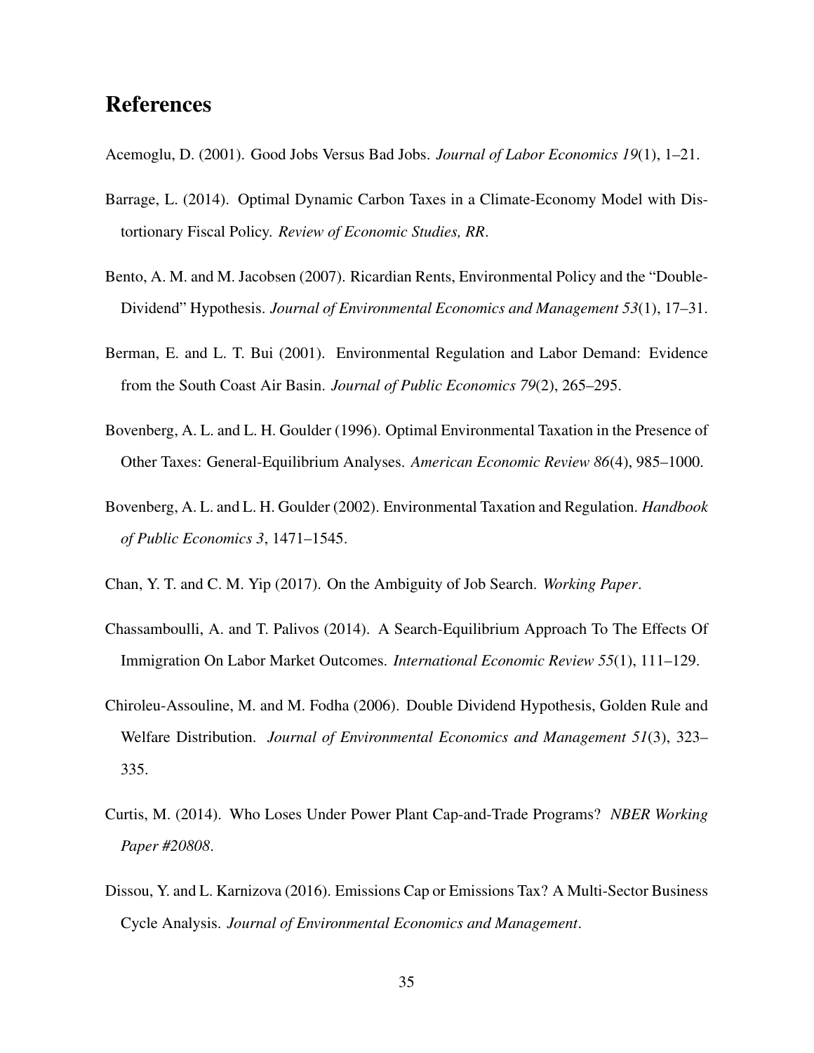# References

Acemoglu, D. (2001). Good Jobs Versus Bad Jobs. *Journal of Labor Economics 19*(1), 1–21.

Barrage, L. (2014). Optimal Dynamic Carbon Taxes in a Climate-Economy Model with Distortionary Fiscal Policy. *Review of Economic Studies, RR*.

Bento, A. M. and M. Jacobsen (2007). Ricardian Rents, Environmental Policy and the "Double-Dividend" Hypothesis. *Journal of Environmental Economics and Management 53*(1), 17–31.

Berman, E. and L. T. Bui (2001). Environmental Regulation and Labor Demand: Evidence from the South Coast Air Basin. *Journal of Public Economics 79*(2), 265–295.

Bovenberg, A. L. and L. H. Goulder (1996). Optimal Environmental Taxation in the Presence of Other Taxes: General-Equilibrium Analyses. *American Economic Review 86*(4), 985–1000.

Bovenberg, A. L. and L. H. Goulder (2002). Environmental Taxation and Regulation. *Handbook of Public Economics 3*, 1471–1545.

Chan, Y. T. and C. M. Yip (2017). On the Ambiguity of Job Search. *Working Paper*.

Chassamboulli, A. and T. Palivos (2014). A Search-Equilibrium Approach To The Effects Of Immigration On Labor Market Outcomes. *International Economic Review 55*(1), 111–129.

Chiroleu-Assouline, M. and M. Fodha (2006). Double Dividend Hypothesis, Golden Rule and Welfare Distribution. *Journal of Environmental Economics and Management 51*(3), 323–335.

Curtis, M. (2014). Who Loses Under Power Plant Cap-and-Trade Programs? *NBER Working Paper #20808*.

Dissou, Y. and L. Karnizova (2016). Emissions Cap or Emissions Tax? A Multi-Sector Business Cycle Analysis. *Journal of Environmental Economics and Management*.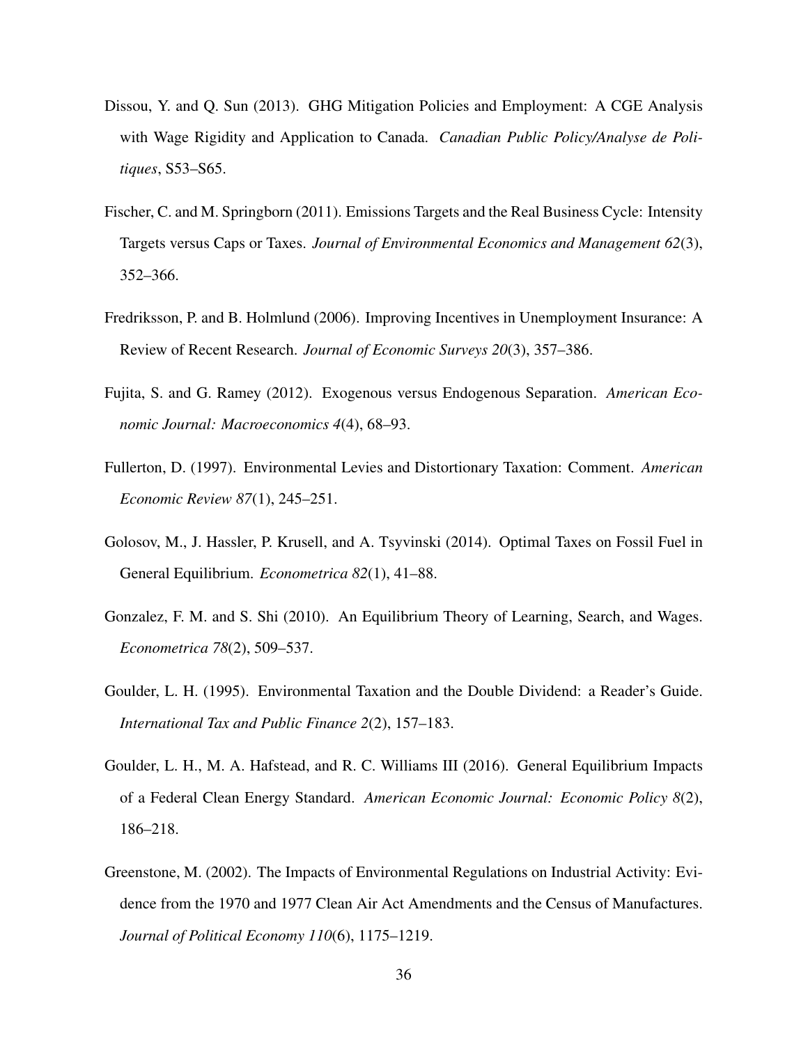Dissou, Y. and Q. Sun (2013). GHG Mitigation Policies and Employment: A CGE Analysis with Wage Rigidity and Application to Canada. *Canadian Public Policy/Analyse de Politiques*, S53–S65.

Fischer, C. and M. Springborn (2011). Emissions Targets and the Real Business Cycle: Intensity Targets versus Caps or Taxes. *Journal of Environmental Economics and Management 62*(3), 352–366.

Fredriksson, P. and B. Holmlund (2006). Improving Incentives in Unemployment Insurance: A Review of Recent Research. *Journal of Economic Surveys 20*(3), 357–386.

Fujita, S. and G. Ramey (2012). Exogenous versus Endogenous Separation. *American Economic Journal: Macroeconomics 4*(4), 68–93.

Fullerton, D. (1997). Environmental Levies and Distortionary Taxation: Comment. *American Economic Review 87*(1), 245–251.

Golosov, M., J. Hassler, P. Krusell, and A. Tsyvinski (2014). Optimal Taxes on Fossil Fuel in General Equilibrium. *Econometrica 82*(1), 41–88.

Gonzalez, F. M. and S. Shi (2010). An Equilibrium Theory of Learning, Search, and Wages. *Econometrica 78*(2), 509–537.

Goulder, L. H. (1995). Environmental Taxation and the Double Dividend: a Reader's Guide. *International Tax and Public Finance 2*(2), 157–183.

Goulder, L. H., M. A. Hafstead, and R. C. Williams III (2016). General Equilibrium Impacts of a Federal Clean Energy Standard. *American Economic Journal: Economic Policy 8*(2), 186–218.

Greenstone, M. (2002). The Impacts of Environmental Regulations on Industrial Activity: Evidence from the 1970 and 1977 Clean Air Act Amendments and the Census of Manufactures. *Journal of Political Economy 110*(6), 1175–1219.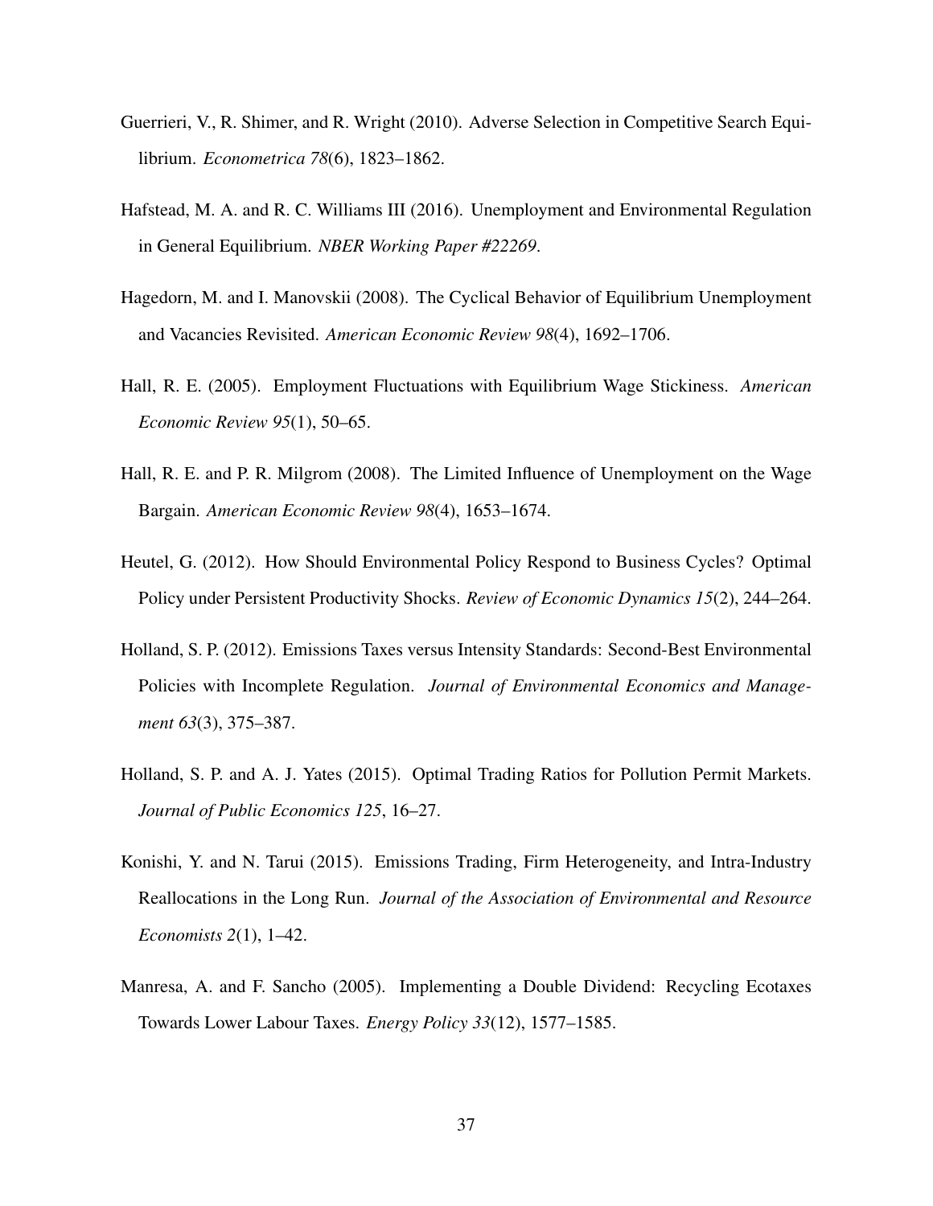Guerrieri, V., R. Shimer, and R. Wright (2010). Adverse Selection in Competitive Search Equilibrium. *Econometrica 78*(6), 1823–1862.

Hafstead, M. A. and R. C. Williams III (2016). Unemployment and Environmental Regulation in General Equilibrium. *NBER Working Paper #22269*.

Hagedorn, M. and I. Manovskii (2008). The Cyclical Behavior of Equilibrium Unemployment and Vacancies Revisited. *American Economic Review 98*(4), 1692–1706.

Hall, R. E. (2005). Employment Fluctuations with Equilibrium Wage Stickiness. *American Economic Review 95*(1), 50–65.

Hall, R. E. and P. R. Milgrom (2008). The Limited Influence of Unemployment on the Wage Bargain. *American Economic Review 98*(4), 1653–1674.

Heutel, G. (2012). How Should Environmental Policy Respond to Business Cycles? Optimal Policy under Persistent Productivity Shocks. *Review of Economic Dynamics 15*(2), 244–264.

Holland, S. P. (2012). Emissions Taxes versus Intensity Standards: Second-Best Environmental Policies with Incomplete Regulation. *Journal of Environmental Economics and Management 63*(3), 375–387.

Holland, S. P. and A. J. Yates (2015). Optimal Trading Ratios for Pollution Permit Markets. *Journal of Public Economics 125*, 16–27.

Konishi, Y. and N. Tarui (2015). Emissions Trading, Firm Heterogeneity, and Intra-Industry Reallocations in the Long Run. *Journal of the Association of Environmental and Resource Economists 2*(1), 1–42.

Manresa, A. and F. Sancho (2005). Implementing a Double Dividend: Recycling Ecotaxes Towards Lower Labour Taxes. *Energy Policy 33*(12), 1577–1585.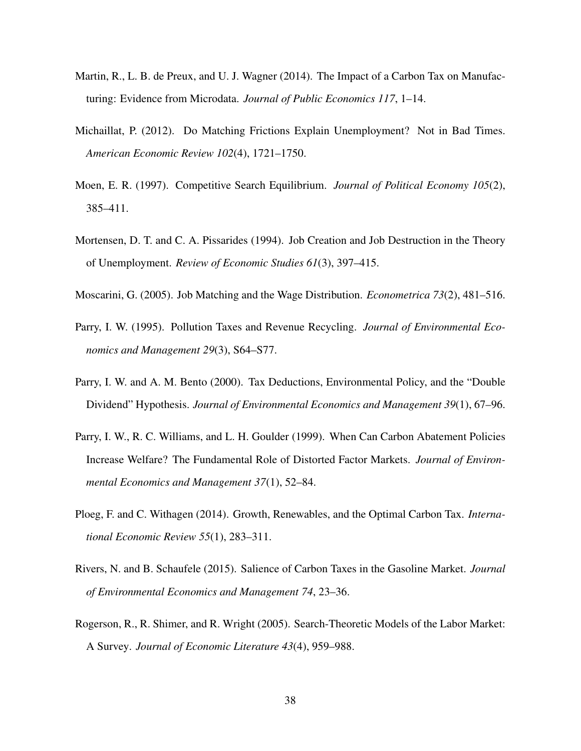Martin, R., L. B. de Preux, and U. J. Wagner (2014). The Impact of a Carbon Tax on Manufacturing: Evidence from Microdata. *Journal of Public Economics 117*, 1–14.

Michaillat, P. (2012). Do Matching Frictions Explain Unemployment? Not in Bad Times. *American Economic Review 102*(4), 1721–1750.

Moen, E. R. (1997). Competitive Search Equilibrium. *Journal of Political Economy 105*(2), 385–411.

Mortensen, D. T. and C. A. Pissarides (1994). Job Creation and Job Destruction in the Theory of Unemployment. *Review of Economic Studies 61*(3), 397–415.

Moscarini, G. (2005). Job Matching and the Wage Distribution. *Econometrica 73*(2), 481–516.

Parry, I. W. (1995). Pollution Taxes and Revenue Recycling. *Journal of Environmental Economics and Management 29*(3), S64–S77.

Parry, I. W. and A. M. Bento (2000). Tax Deductions, Environmental Policy, and the "Double Dividend" Hypothesis. *Journal of Environmental Economics and Management 39*(1), 67–96.

Parry, I. W., R. C. Williams, and L. H. Goulder (1999). When Can Carbon Abatement Policies Increase Welfare? The Fundamental Role of Distorted Factor Markets. *Journal of Environmental Economics and Management 37*(1), 52–84.

Ploeg, F. and C. Withagen (2014). Growth, Renewables, and the Optimal Carbon Tax. *International Economic Review 55*(1), 283–311.

Rivers, N. and B. Schaufele (2015). Salience of Carbon Taxes in the Gasoline Market. *Journal of Environmental Economics and Management 74*, 23–36.

Rogerson, R., R. Shimer, and R. Wright (2005). Search-Theoretic Models of the Labor Market: A Survey. *Journal of Economic Literature 43*(4), 959–988.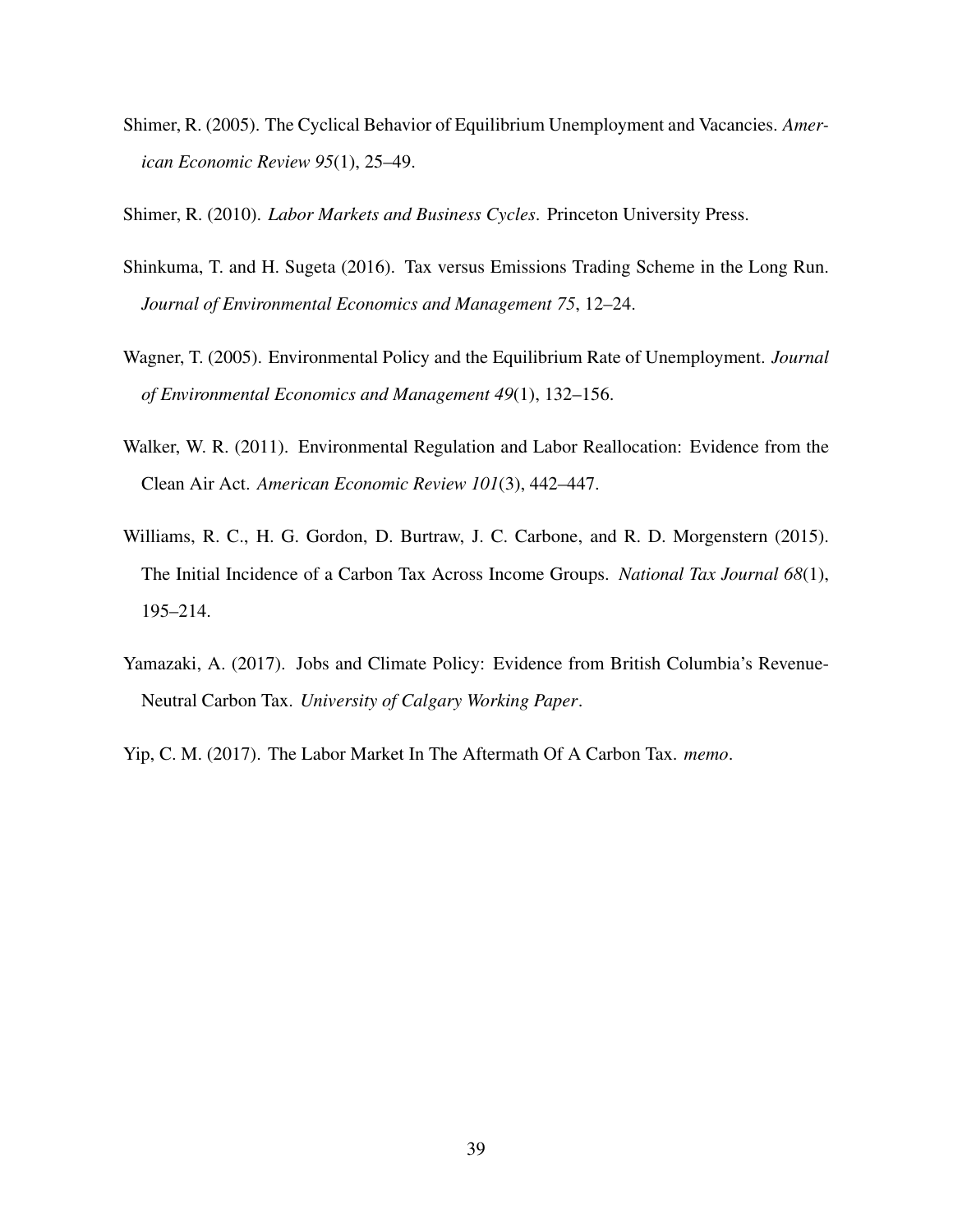Shimer, R. (2005). The Cyclical Behavior of Equilibrium Unemployment and Vacancies. *American Economic Review 95*(1), 25–49.

Shimer, R. (2010). *Labor Markets and Business Cycles*. Princeton University Press.

Shinkuma, T. and H. Sugeta (2016). Tax versus Emissions Trading Scheme in the Long Run. *Journal of Environmental Economics and Management 75*, 12–24.

Wagner, T. (2005). Environmental Policy and the Equilibrium Rate of Unemployment. *Journal of Environmental Economics and Management 49*(1), 132–156.

Walker, W. R. (2011). Environmental Regulation and Labor Reallocation: Evidence from the Clean Air Act. *American Economic Review 101*(3), 442–447.

Williams, R. C., H. G. Gordon, D. Burtraw, J. C. Carbone, and R. D. Morgenstern (2015). The Initial Incidence of a Carbon Tax Across Income Groups. *National Tax Journal 68*(1), 195–214.

Yamazaki, A. (2017). Jobs and Climate Policy: Evidence from British Columbia's Revenue-Neutral Carbon Tax. *University of Calgary Working Paper*.

Yip, C. M. (2017). The Labor Market In The Aftermath Of A Carbon Tax. *memo*.